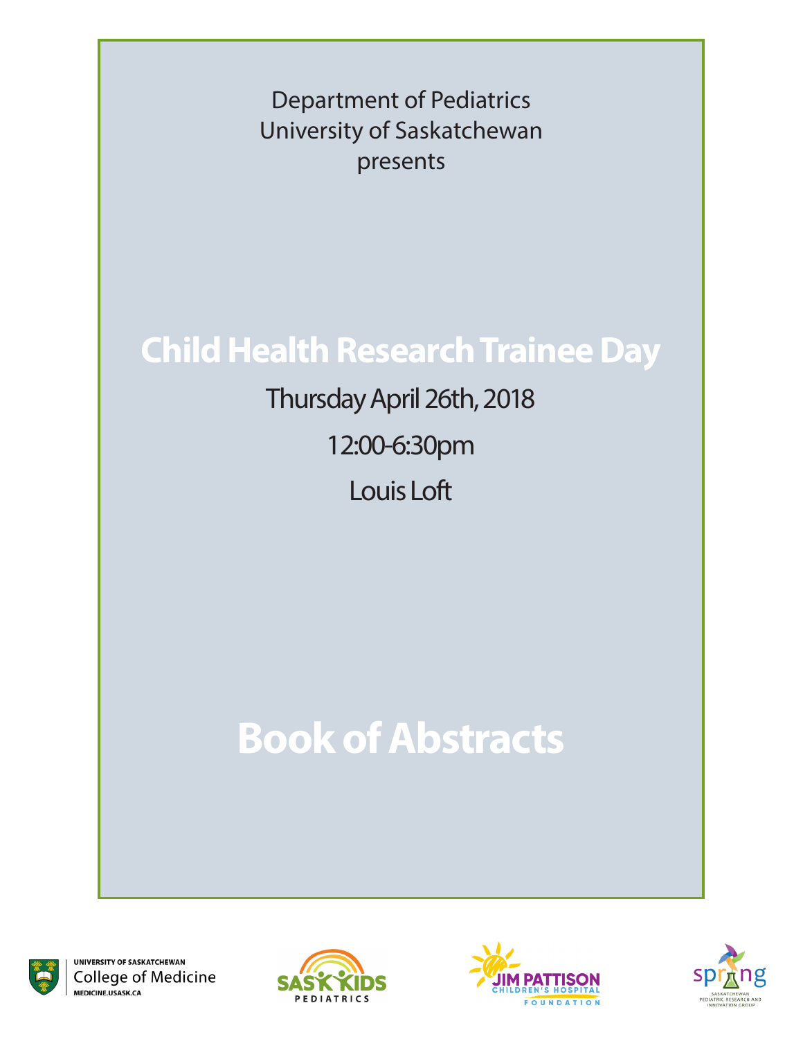Department of Pediatrics
University of Saskatchewan
presents

# Child Health Research Trainee Day

Thursday April 26th, 2018

12:00-6:30pm

Louis Loft

# Book of Abstracts

UNIVERSITY OF SASKATCHEWAN
College of Medicine
MEDICINE.USASK.CA

SASKKIDS PEDIATRICS

JIM PATTISON CHILDREN'S HOSPITAL FOUNDATION

spring SASKATCHEWAN PEDIATRIC RESEARCH AND INNOVATION GROUP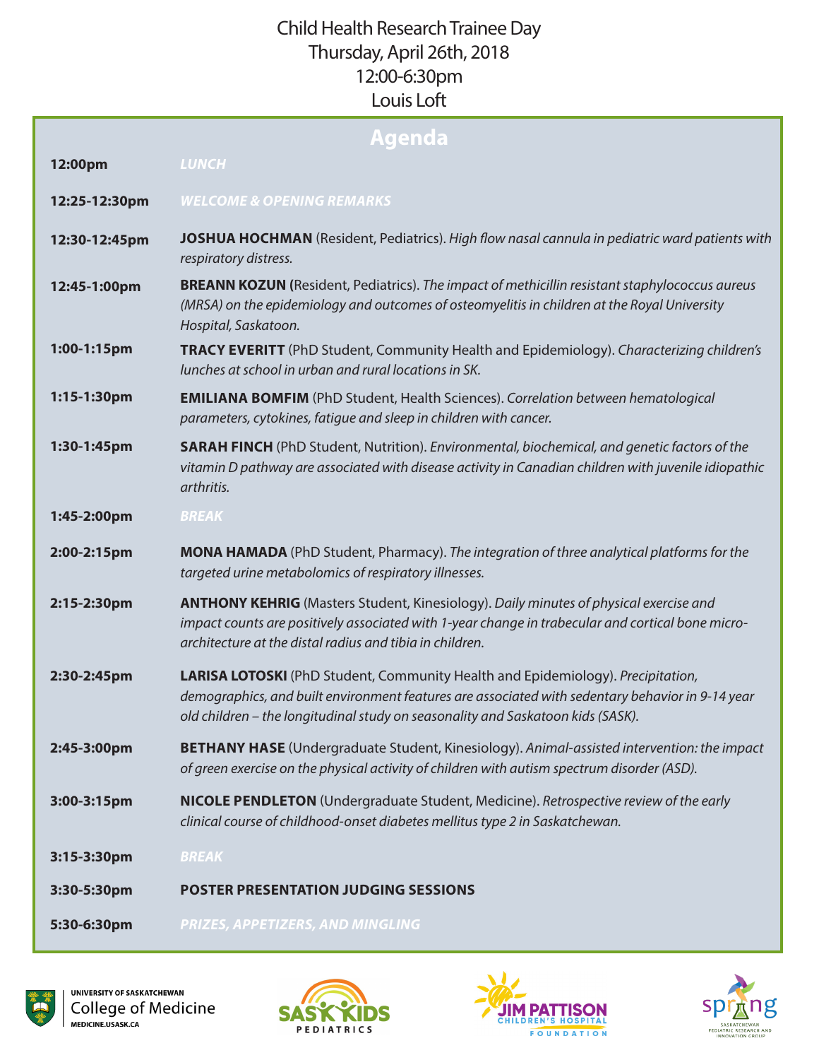# Child Health Research Trainee Day
Thursday, April 26th, 2018
12:00-6:30pm
Louis Loft

## Agenda

| | |
|---|---|
| **12:00pm** | ***LUNCH*** |
| **12:25-12:30pm** | ***WELCOME & OPENING REMARKS*** |
| **12:30-12:45pm** | **JOSHUA HOCHMAN** (Resident, Pediatrics). *High flow nasal cannula in pediatric ward patients with respiratory distress.* |
| **12:45-1:00pm** | **BREANN KOZUN (**Resident, Pediatrics). *The impact of methicillin resistant staphylococcus aureus (MRSA) on the epidemiology and outcomes of osteomyelitis in children at the Royal University Hospital, Saskatoon.* |
| **1:00-1:15pm** | **TRACY EVERITT** (PhD Student, Community Health and Epidemiology). *Characterizing children's lunches at school in urban and rural locations in SK.* |
| **1:15-1:30pm** | **EMILIANA BOMFIM** (PhD Student, Health Sciences). *Correlation between hematological parameters, cytokines, fatigue and sleep in children with cancer.* |
| **1:30-1:45pm** | **SARAH FINCH** (PhD Student, Nutrition). *Environmental, biochemical, and genetic factors of the vitamin D pathway are associated with disease activity in Canadian children with juvenile idiopathic arthritis.* |
| **1:45-2:00pm** | ***BREAK*** |
| **2:00-2:15pm** | **MONA HAMADA** (PhD Student, Pharmacy). *The integration of three analytical platforms for the targeted urine metabolomics of respiratory illnesses.* |
| **2:15-2:30pm** | **ANTHONY KEHRIG** (Masters Student, Kinesiology). *Daily minutes of physical exercise and impact counts are positively associated with 1-year change in trabecular and cortical bone micro-architecture at the distal radius and tibia in children.* |
| **2:30-2:45pm** | **LARISA LOTOSKI** (PhD Student, Community Health and Epidemiology). *Precipitation, demographics, and built environment features are associated with sedentary behavior in 9-14 year old children – the longitudinal study on seasonality and Saskatoon kids (SASK).* |
| **2:45-3:00pm** | **BETHANY HASE** (Undergraduate Student, Kinesiology). *Animal-assisted intervention: the impact of green exercise on the physical activity of children with autism spectrum disorder (ASD).* |
| **3:00-3:15pm** | **NICOLE PENDLETON** (Undergraduate Student, Medicine). *Retrospective review of the early clinical course of childhood-onset diabetes mellitus type 2 in Saskatchewan.* |
| **3:15-3:30pm** | ***BREAK*** |
| **3:30-5:30pm** | **POSTER PRESENTATION JUDGING SESSIONS** |
| **5:30-6:30pm** | ***PRIZES, APPETIZERS, AND MINGLING*** |

UNIVERSITY OF SASKATCHEWAN College of Medicine MEDICINE.USASK.CA

SASK KIDS PEDIATRICS

JIM PATTISON CHILDREN'S HOSPITAL FOUNDATION

spring SASKATCHEWAN PEDIATRIC RESEARCH AND INNOVATION GROUP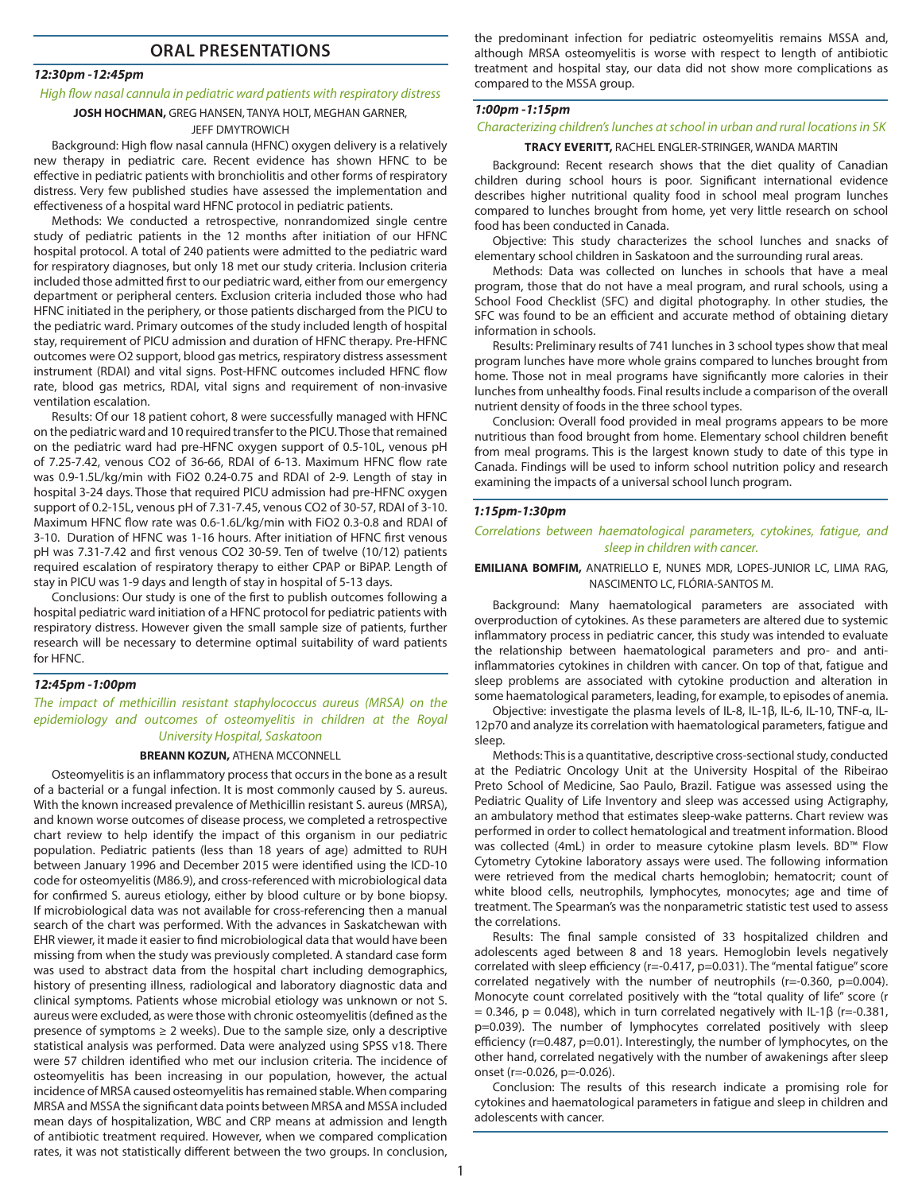## ORAL PRESENTATIONS

***12:30pm -12:45pm***

*High flow nasal cannula in pediatric ward patients with respiratory distress*

**JOSH HOCHMAN,** GREG HANSEN, TANYA HOLT, MEGHAN GARNER, JEFF DMYTROWICH

Background: High flow nasal cannula (HFNC) oxygen delivery is a relatively new therapy in pediatric care. Recent evidence has shown HFNC to be effective in pediatric patients with bronchiolitis and other forms of respiratory distress. Very few published studies have assessed the implementation and effectiveness of a hospital ward HFNC protocol in pediatric patients.

Methods: We conducted a retrospective, nonrandomized single centre study of pediatric patients in the 12 months after initiation of our HFNC hospital protocol. A total of 240 patients were admitted to the pediatric ward for respiratory diagnoses, but only 18 met our study criteria. Inclusion criteria included those admitted first to our pediatric ward, either from our emergency department or peripheral centers. Exclusion criteria included those who had HFNC initiated in the periphery, or those patients discharged from the PICU to the pediatric ward. Primary outcomes of the study included length of hospital stay, requirement of PICU admission and duration of HFNC therapy. Pre-HFNC outcomes were O2 support, blood gas metrics, respiratory distress assessment instrument (RDAI) and vital signs. Post-HFNC outcomes included HFNC flow rate, blood gas metrics, RDAI, vital signs and requirement of non-invasive ventilation escalation.

Results: Of our 18 patient cohort, 8 were successfully managed with HFNC on the pediatric ward and 10 required transfer to the PICU. Those that remained on the pediatric ward had pre-HFNC oxygen support of 0.5-10L, venous pH of 7.25-7.42, venous CO2 of 36-66, RDAI of 6-13. Maximum HFNC flow rate was 0.9-1.5L/kg/min with FiO2 0.24-0.75 and RDAI of 2-9. Length of stay in hospital 3-24 days. Those that required PICU admission had pre-HFNC oxygen support of 0.2-15L, venous pH of 7.31-7.45, venous CO2 of 30-57, RDAI of 3-10. Maximum HFNC flow rate was 0.6-1.6L/kg/min with FiO2 0.3-0.8 and RDAI of 3-10. Duration of HFNC was 1-16 hours. After initiation of HFNC first venous pH was 7.31-7.42 and first venous CO2 30-59. Ten of twelve (10/12) patients required escalation of respiratory therapy to either CPAP or BiPAP. Length of stay in PICU was 1-9 days and length of stay in hospital of 5-13 days.

Conclusions: Our study is one of the first to publish outcomes following a hospital pediatric ward initiation of a HFNC protocol for pediatric patients with respiratory distress. However given the small sample size of patients, further research will be necessary to determine optimal suitability of ward patients for HFNC.

***12:45pm -1:00pm***

*The impact of methicillin resistant staphylococcus aureus (MRSA) on the epidemiology and outcomes of osteomyelitis in children at the Royal University Hospital, Saskatoon*

**BREANN KOZUN,** ATHENA MCCONNELL

Osteomyelitis is an inflammatory process that occurs in the bone as a result of a bacterial or a fungal infection. It is most commonly caused by S. aureus. With the known increased prevalence of Methicillin resistant S. aureus (MRSA), and known worse outcomes of disease process, we completed a retrospective chart review to help identify the impact of this organism in our pediatric population. Pediatric patients (less than 18 years of age) admitted to RUH between January 1996 and December 2015 were identified using the ICD-10 code for osteomyelitis (M86.9), and cross-referenced with microbiological data for confirmed S. aureus etiology, either by blood culture or by bone biopsy. If microbiological data was not available for cross-referencing then a manual search of the chart was performed. With the advances in Saskatchewan with EHR viewer, it made it easier to find microbiological data that would have been missing from when the study was previously completed. A standard case form was used to abstract data from the hospital chart including demographics, history of presenting illness, radiological and laboratory diagnostic data and clinical symptoms. Patients whose microbial etiology was unknown or not S. aureus were excluded, as were those with chronic osteomyelitis (defined as the presence of symptoms ≥ 2 weeks). Due to the sample size, only a descriptive statistical analysis was performed. Data were analyzed using SPSS v18. There were 57 children identified who met our inclusion criteria. The incidence of osteomyelitis has been increasing in our population, however, the actual incidence of MRSA caused osteomyelitis has remained stable. When comparing MRSA and MSSA the significant data points between MRSA and MSSA included mean days of hospitalization, WBC and CRP means at admission and length of antibiotic treatment required. However, when we compared complication rates, it was not statistically different between the two groups. In conclusion, the predominant infection for pediatric osteomyelitis remains MSSA and, although MRSA osteomyelitis is worse with respect to length of antibiotic treatment and hospital stay, our data did not show more complications as compared to the MSSA group.

***1:00pm -1:15pm***

*Characterizing children's lunches at school in urban and rural locations in SK*

**TRACY EVERITT,** RACHEL ENGLER-STRINGER, WANDA MARTIN

Background: Recent research shows that the diet quality of Canadian children during school hours is poor. Significant international evidence describes higher nutritional quality food in school meal program lunches compared to lunches brought from home, yet very little research on school food has been conducted in Canada.

Objective: This study characterizes the school lunches and snacks of elementary school children in Saskatoon and the surrounding rural areas.

Methods: Data was collected on lunches in schools that have a meal program, those that do not have a meal program, and rural schools, using a School Food Checklist (SFC) and digital photography. In other studies, the SFC was found to be an efficient and accurate method of obtaining dietary information in schools.

Results: Preliminary results of 741 lunches in 3 school types show that meal program lunches have more whole grains compared to lunches brought from home. Those not in meal programs have significantly more calories in their lunches from unhealthy foods. Final results include a comparison of the overall nutrient density of foods in the three school types.

Conclusion: Overall food provided in meal programs appears to be more nutritious than food brought from home. Elementary school children benefit from meal programs. This is the largest known study to date of this type in Canada. Findings will be used to inform school nutrition policy and research examining the impacts of a universal school lunch program.

***1:15pm-1:30pm***

*Correlations between haematological parameters, cytokines, fatigue, and sleep in children with cancer.*

**EMILIANA BOMFIM,** ANATRIELLO E, NUNES MDR, LOPES-JUNIOR LC, LIMA RAG, NASCIMENTO LC, FLÓRIA-SANTOS M.

Background: Many haematological parameters are associated with overproduction of cytokines. As these parameters are altered due to systemic inflammatory process in pediatric cancer, this study was intended to evaluate the relationship between haematological parameters and pro- and anti-inflammatories cytokines in children with cancer. On top of that, fatigue and sleep problems are associated with cytokine production and alteration in some haematological parameters, leading, for example, to episodes of anemia.

Objective: investigate the plasma levels of IL-8, IL-1β, IL-6, IL-10, TNF-α, IL-12p70 and analyze its correlation with haematological parameters, fatigue and sleep.

Methods: This is a quantitative, descriptive cross-sectional study, conducted at the Pediatric Oncology Unit at the University Hospital of the Ribeirao Preto School of Medicine, Sao Paulo, Brazil. Fatigue was assessed using the Pediatric Quality of Life Inventory and sleep was accessed using Actigraphy, an ambulatory method that estimates sleep-wake patterns. Chart review was performed in order to collect hematological and treatment information. Blood was collected (4mL) in order to measure cytokine plasm levels. BD™ Flow Cytometry Cytokine laboratory assays were used. The following information were retrieved from the medical charts hemoglobin; hematocrit; count of white blood cells, neutrophils, lymphocytes, monocytes; age and time of treatment. The Spearman's was the nonparametric statistic test used to assess the correlations.

Results: The final sample consisted of 33 hospitalized children and adolescents aged between 8 and 18 years. Hemoglobin levels negatively correlated with sleep efficiency ($r=-0.417$, $p=0.031$). The "mental fatigue" score correlated negatively with the number of neutrophils ($r=-0.360$, $p=0.004$). Monocyte count correlated positively with the "total quality of life" score ($r = 0.346$, $p = 0.048$), which in turn correlated negatively with IL-1β ($r=-0.381$, $p=0.039$). The number of lymphocytes correlated positively with sleep efficiency ($r=0.487$, $p=0.01$). Interestingly, the number of lymphocytes, on the other hand, correlated negatively with the number of awakenings after sleep onset ($r=-0.026$, $p=-0.026$).

Conclusion: The results of this research indicate a promising role for cytokines and haematological parameters in fatigue and sleep in children and adolescents with cancer.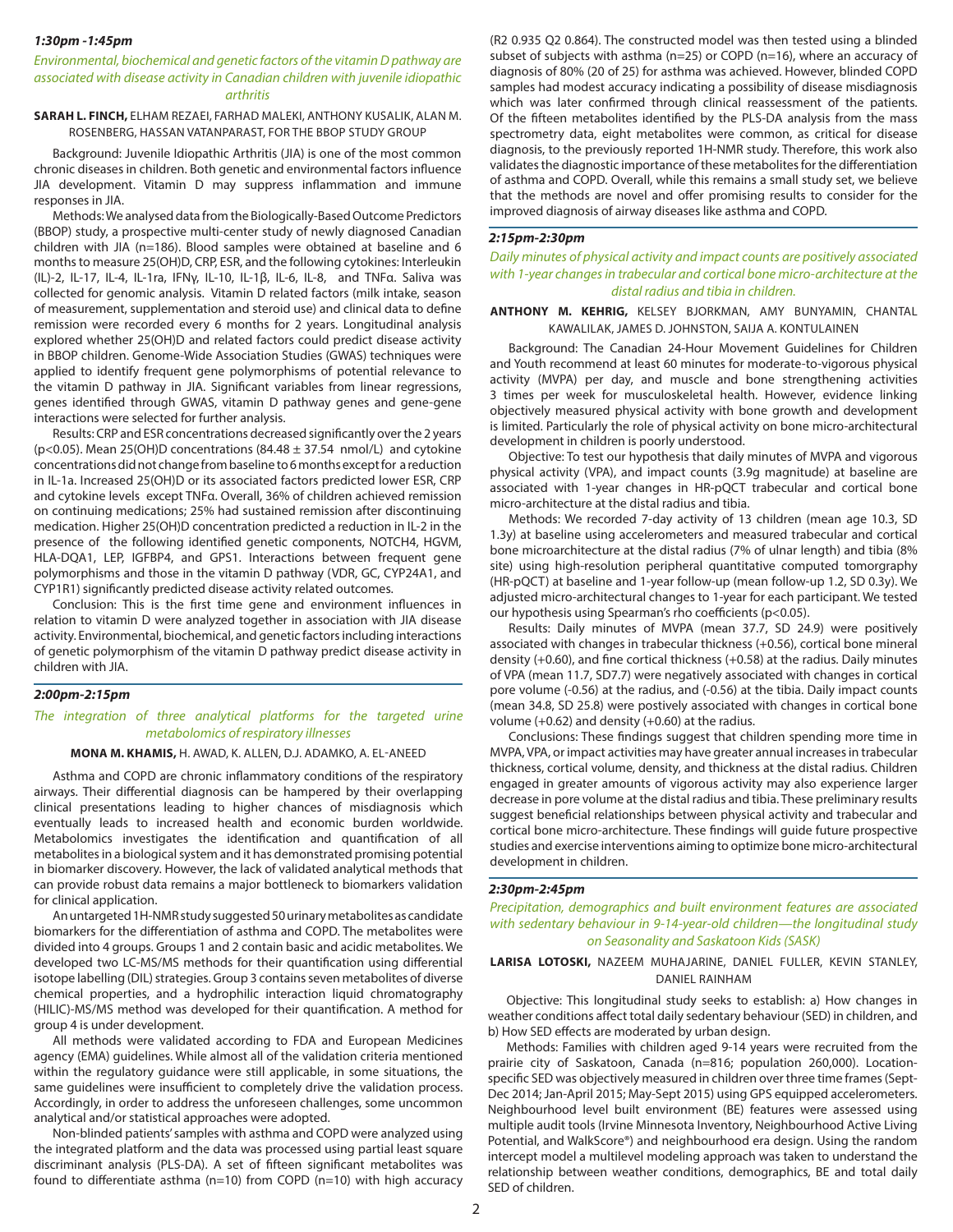### *1:30pm -1:45pm*

*Environmental, biochemical and genetic factors of the vitamin D pathway are associated with disease activity in Canadian children with juvenile idiopathic arthritis*

**SARAH L. FINCH,** ELHAM REZAEI, FARHAD MALEKI, ANTHONY KUSALIK, ALAN M. ROSENBERG, HASSAN VATANPARAST, FOR THE BBOP STUDY GROUP

Background: Juvenile Idiopathic Arthritis (JIA) is one of the most common chronic diseases in children. Both genetic and environmental factors influence JIA development. Vitamin D may suppress inflammation and immune responses in JIA.

Methods: We analysed data from the Biologically-Based Outcome Predictors (BBOP) study, a prospective multi-center study of newly diagnosed Canadian children with JIA (n=186). Blood samples were obtained at baseline and 6 months to measure 25(OH)D, CRP, ESR, and the following cytokines: Interleukin (IL)-2, IL-17, IL-4, IL-1ra, IFNγ, IL-10, IL-1β, IL-6, IL-8, and TNFα. Saliva was collected for genomic analysis. Vitamin D related factors (milk intake, season of measurement, supplementation and steroid use) and clinical data to define remission were recorded every 6 months for 2 years. Longitudinal analysis explored whether 25(OH)D and related factors could predict disease activity in BBOP children. Genome-Wide Association Studies (GWAS) techniques were applied to identify frequent gene polymorphisms of potential relevance to the vitamin D pathway in JIA. Significant variables from linear regressions, genes identified through GWAS, vitamin D pathway genes and gene-gene interactions were selected for further analysis.

Results: CRP and ESR concentrations decreased significantly over the 2 years ($p<0.05$). Mean 25(OH)D concentrations (84.48 ± 37.54 nmol/L) and cytokine concentrations did not change from baseline to 6 months except for a reduction in IL-1a. Increased 25(OH)D or its associated factors predicted lower ESR, CRP and cytokine levels except TNFα. Overall, 36% of children achieved remission on continuing medications; 25% had sustained remission after discontinuing medication. Higher 25(OH)D concentration predicted a reduction in IL-2 in the presence of the following identified genetic components, NOTCH4, HGVM, HLA-DQA1, LEP, IGFBP4, and GPS1. Interactions between frequent gene polymorphisms and those in the vitamin D pathway (VDR, GC, CYP24A1, and CYP1R1) significantly predicted disease activity related outcomes.

Conclusion: This is the first time gene and environment influences in relation to vitamin D were analyzed together in association with JIA disease activity. Environmental, biochemical, and genetic factors including interactions of genetic polymorphism of the vitamin D pathway predict disease activity in children with JIA.

### *2:00pm-2:15pm*

*The integration of three analytical platforms for the targeted urine metabolomics of respiratory illnesses*

**MONA M. KHAMIS,** H. AWAD, K. ALLEN, D.J. ADAMKO, A. EL-ANEED

Asthma and COPD are chronic inflammatory conditions of the respiratory airways. Their differential diagnosis can be hampered by their overlapping clinical presentations leading to higher chances of misdiagnosis which eventually leads to increased health and economic burden worldwide. Metabolomics investigates the identification and quantification of all metabolites in a biological system and it has demonstrated promising potential in biomarker discovery. However, the lack of validated analytical methods that can provide robust data remains a major bottleneck to biomarkers validation for clinical application.

An untargeted 1H-NMR study suggested 50 urinary metabolites as candidate biomarkers for the differentiation of asthma and COPD. The metabolites were divided into 4 groups. Groups 1 and 2 contain basic and acidic metabolites. We developed two LC-MS/MS methods for their quantification using differential isotope labelling (DIL) strategies. Group 3 contains seven metabolites of diverse chemical properties, and a hydrophilic interaction liquid chromatography (HILIC)-MS/MS method was developed for their quantification. A method for group 4 is under development.

All methods were validated according to FDA and European Medicines agency (EMA) guidelines. While almost all of the validation criteria mentioned within the regulatory guidance were still applicable, in some situations, the same guidelines were insufficient to completely drive the validation process. Accordingly, in order to address the unforeseen challenges, some uncommon analytical and/or statistical approaches were adopted.

Non-blinded patients' samples with asthma and COPD were analyzed using the integrated platform and the data was processed using partial least square discriminant analysis (PLS-DA). A set of fifteen significant metabolites was found to differentiate asthma (n=10) from COPD (n=10) with high accuracy ($R2$ 0.935 $Q2$ 0.864). The constructed model was then tested using a blinded subset of subjects with asthma (n=25) or COPD (n=16), where an accuracy of diagnosis of 80% (20 of 25) for asthma was achieved. However, blinded COPD samples had modest accuracy indicating a possibility of disease misdiagnosis which was later confirmed through clinical reassessment of the patients. Of the fifteen metabolites identified by the PLS-DA analysis from the mass spectrometry data, eight metabolites were common, as critical for disease diagnosis, to the previously reported 1H-NMR study. Therefore, this work also validates the diagnostic importance of these metabolites for the differentiation of asthma and COPD. Overall, while this remains a small study set, we believe that the methods are novel and offer promising results to consider for the improved diagnosis of airway diseases like asthma and COPD.

### *2:15pm-2:30pm*

*Daily minutes of physical activity and impact counts are positively associated with 1-year changes in trabecular and cortical bone micro-architecture at the distal radius and tibia in children.*

**ANTHONY M. KEHRIG,** KELSEY BJORKMAN, AMY BUNYAMIN, CHANTAL KAWALILAK, JAMES D. JOHNSTON, SAIJA A. KONTULAINEN

Background: The Canadian 24-Hour Movement Guidelines for Children and Youth recommend at least 60 minutes for moderate-to-vigorous physical activity (MVPA) per day, and muscle and bone strengthening activities 3 times per week for musculoskeletal health. However, evidence linking objectively measured physical activity with bone growth and development is limited. Particularly the role of physical activity on bone micro-architectural development in children is poorly understood.

Objective: To test our hypothesis that daily minutes of MVPA and vigorous physical activity (VPA), and impact counts (3.9g magnitude) at baseline are associated with 1-year changes in HR-pQCT trabecular and cortical bone micro-architecture at the distal radius and tibia.

Methods: We recorded 7-day activity of 13 children (mean age 10.3, SD 1.3y) at baseline using accelerometers and measured trabecular and cortical bone microarchitecture at the distal radius (7% of ulnar length) and tibia (8% site) using high-resolution peripheral quantitative computed tomography (HR-pQCT) at baseline and 1-year follow-up (mean follow-up 1.2, SD 0.3y). We adjusted micro-architectural changes to 1-year for each participant. We tested our hypothesis using Spearman's rho coefficients ($p<0.05$).

Results: Daily minutes of MVPA (mean 37.7, SD 24.9) were positively associated with changes in trabecular thickness (+0.56), cortical bone mineral density (+0.60), and fine cortical thickness (+0.58) at the radius. Daily minutes of VPA (mean 11.7, SD7.7) were negatively associated with changes in cortical pore volume (-0.56) at the radius, and (-0.56) at the tibia. Daily impact counts (mean 34.8, SD 25.8) were postively associated with changes in cortical bone volume (+0.62) and density (+0.60) at the radius.

Conclusions: These findings suggest that children spending more time in MVPA, VPA, or impact activities may have greater annual increases in trabecular thickness, cortical volume, density, and thickness at the distal radius. Children engaged in greater amounts of vigorous activity may also experience larger decrease in pore volume at the distal radius and tibia. These preliminary results suggest beneficial relationships between physical activity and trabecular and cortical bone micro-architecture. These findings will guide future prospective studies and exercise interventions aiming to optimize bone micro-architectural development in children.

### *2:30pm-2:45pm*

*Precipitation, demographics and built environment features are associated with sedentary behaviour in 9-14-year-old children—the longitudinal study on Seasonality and Saskatoon Kids (SASK)*

**LARISA LOTOSKI,** NAZEEM MUHAJARINE, DANIEL FULLER, KEVIN STANLEY, DANIEL RAINHAM

Objective: This longitudinal study seeks to establish: a) How changes in weather conditions affect total daily sedentary behaviour (SED) in children, and b) How SED effects are moderated by urban design.

Methods: Families with children aged 9-14 years were recruited from the prairie city of Saskatoon, Canada (n=816; population 260,000). Location-specific SED was objectively measured in children over three time frames (Sept-Dec 2014; Jan-April 2015; May-Sept 2015) using GPS equipped accelerometers. Neighbourhood level built environment (BE) features were assessed using multiple audit tools (Irvine Minnesota Inventory, Neighbourhood Active Living Potential, and WalkScore®) and neighbourhood era design. Using the random intercept model a multilevel modeling approach was taken to understand the relationship between weather conditions, demographics, BE and total daily SED of children.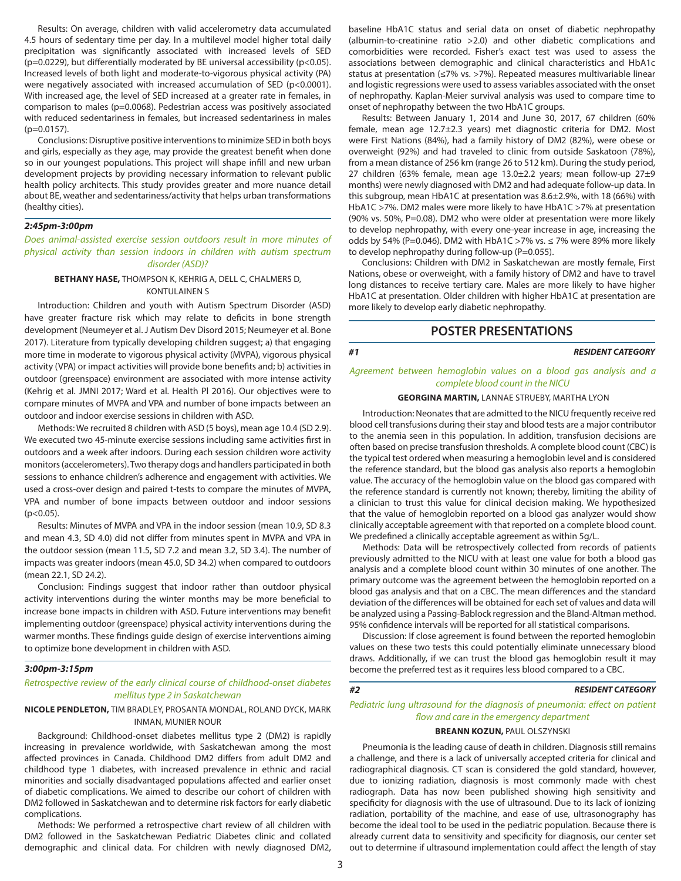Results: On average, children with valid accelerometry data accumulated 4.5 hours of sedentary time per day. In a multilevel model higher total daily precipitation was significantly associated with increased levels of SED (p=0.0229), but differentially moderated by BE universal accessibility (p<0.05). Increased levels of both light and moderate-to-vigorous physical activity (PA) were negatively associated with increased accumulation of SED (p<0.0001). With increased age, the level of SED increased at a greater rate in females, in comparison to males (p=0.0068). Pedestrian access was positively associated with reduced sedentariness in females, but increased sedentariness in males (p=0.0157).

Conclusions: Disruptive positive interventions to minimize SED in both boys and girls, especially as they age, may provide the greatest benefit when done so in our youngest populations. This project will shape infill and new urban development projects by providing necessary information to relevant public health policy architects. This study provides greater and more nuance detail about BE, weather and sedentariness/activity that helps urban transformations (healthy cities).

### *2:45pm-3:00pm*

#### *Does animal-assisted exercise session outdoors result in more minutes of physical activity than session indoors in children with autism spectrum disorder (ASD)?*

**BETHANY HASE,** THOMPSON K, KEHRIG A, DELL C, CHALMERS D, KONTULAINEN S

Introduction: Children and youth with Autism Spectrum Disorder (ASD) have greater fracture risk which may relate to deficits in bone strength development (Neumeyer et al. J Autism Dev Disord 2015; Neumeyer et al. Bone 2017). Literature from typically developing children suggest; a) that engaging more time in moderate to vigorous physical activity (MVPA), vigorous physical activity (VPA) or impact activities will provide bone benefits and; b) activities in outdoor (greenspace) environment are associated with more intense activity (Kehrig et al. JMNI 2017; Ward et al. Health Pl 2016). Our objectives were to compare minutes of MVPA and VPA and number of bone impacts between an outdoor and indoor exercise sessions in children with ASD.

Methods: We recruited 8 children with ASD (5 boys), mean age 10.4 (SD 2.9). We executed two 45-minute exercise sessions including same activities first in outdoors and a week after indoors. During each session children wore activity monitors (accelerometers). Two therapy dogs and handlers participated in both sessions to enhance children's adherence and engagement with activities. We used a cross-over design and paired t-tests to compare the minutes of MVPA, VPA and number of bone impacts between outdoor and indoor sessions (p<0.05).

Results: Minutes of MVPA and VPA in the indoor session (mean 10.9, SD 8.3 and mean 4.3, SD 4.0) did not differ from minutes spent in MVPA and VPA in the outdoor session (mean 11.5, SD 7.2 and mean 3.2, SD 3.4). The number of impacts was greater indoors (mean 45.0, SD 34.2) when compared to outdoors (mean 22.1, SD 24.2).

Conclusion: Findings suggest that indoor rather than outdoor physical activity interventions during the winter months may be more beneficial to increase bone impacts in children with ASD. Future interventions may benefit implementing outdoor (greenspace) physical activity interventions during the warmer months. These findings guide design of exercise interventions aiming to optimize bone development in children with ASD.

### *3:00pm-3:15pm*

#### *Retrospective review of the early clinical course of childhood-onset diabetes mellitus type 2 in Saskatchewan*

**NICOLE PENDLETON,** TIM BRADLEY, PROSANTA MONDAL, ROLAND DYCK, MARK INMAN, MUNIER NOUR

Background: Childhood-onset diabetes mellitus type 2 (DM2) is rapidly increasing in prevalence worldwide, with Saskatchewan among the most affected provinces in Canada. Childhood DM2 differs from adult DM2 and childhood type 1 diabetes, with increased prevalence in ethnic and racial minorities and socially disadvantaged populations affected and earlier onset of diabetic complications. We aimed to describe our cohort of children with DM2 followed in Saskatchewan and to determine risk factors for early diabetic complications.

Methods: We performed a retrospective chart review of all children with DM2 followed in the Saskatchewan Pediatric Diabetes clinic and collated demographic and clinical data. For children with newly diagnosed DM2, baseline HbA1C status and serial data on onset of diabetic nephropathy (albumin-to-creatinine ratio >2.0) and other diabetic complications and comorbidities were recorded. Fisher's exact test was used to assess the associations between demographic and clinical characteristics and HbA1c status at presentation (≤7% vs. >7%). Repeated measures multivariable linear and logistic regressions were used to assess variables associated with the onset of nephropathy. Kaplan-Meier survival analysis was used to compare time to onset of nephropathy between the two HbA1C groups.

Results: Between January 1, 2014 and June 30, 2017, 67 children (60% female, mean age 12.7±2.3 years) met diagnostic criteria for DM2. Most were First Nations (84%), had a family history of DM2 (82%), were obese or overweight (92%) and had traveled to clinic from outside Saskatoon (78%), from a mean distance of 256 km (range 26 to 512 km). During the study period, 27 children (63% female, mean age 13.0±2.2 years; mean follow-up 27±9 months) were newly diagnosed with DM2 and had adequate follow-up data. In this subgroup, mean HbA1C at presentation was 8.6±2.9%, with 18 (66%) with HbA1C >7%. DM2 males were more likely to have HbA1C >7% at presentation (90% vs. 50%, P=0.08). DM2 who were older at presentation were more likely to develop nephropathy, with every one-year increase in age, increasing the odds by 54% (P=0.046). DM2 with HbA1C >7% vs. ≤ 7% were 89% more likely to develop nephropathy during follow-up (P=0.055).

Conclusions: Children with DM2 in Saskatchewan are mostly female, First Nations, obese or overweight, with a family history of DM2 and have to travel long distances to receive tertiary care. Males are more likely to have higher HbA1C at presentation. Older children with higher HbA1C at presentation are more likely to develop early diabetic nephropathy.

## POSTER PRESENTATIONS

***#1*** ***RESIDENT CATEGORY***

#### *Agreement between hemoglobin values on a blood gas analysis and a complete blood count in the NICU*

**GEORGINA MARTIN,** LANNAE STRUEBY, MARTHA LYON

Introduction: Neonates that are admitted to the NICU frequently receive red blood cell transfusions during their stay and blood tests are a major contributor to the anemia seen in this population. In addition, transfusion decisions are often based on precise transfusion thresholds. A complete blood count (CBC) is the typical test ordered when measuring a hemoglobin level and is considered the reference standard, but the blood gas analysis also reports a hemoglobin value. The accuracy of the hemoglobin value on the blood gas compared with the reference standard is currently not known; thereby, limiting the ability of a clinician to trust this value for clinical decision making. We hypothesized that the value of hemoglobin reported on a blood gas analyzer would show clinically acceptable agreement with that reported on a complete blood count. We predefined a clinically acceptable agreement as within 5g/L.

Methods: Data will be retrospectively collected from records of patients previously admitted to the NICU with at least one value for both a blood gas analysis and a complete blood count within 30 minutes of one another. The primary outcome was the agreement between the hemoglobin reported on a blood gas analysis and that on a CBC. The mean differences and the standard deviation of the differences will be obtained for each set of values and data will be analyzed using a Passing-Bablock regression and the Bland-Altman method. 95% confidence intervals will be reported for all statistical comparisons.

Discussion: If close agreement is found between the reported hemoglobin values on these two tests this could potentially eliminate unnecessary blood draws. Additionally, if we can trust the blood gas hemoglobin result it may become the preferred test as it requires less blood compared to a CBC.

***#2*** ***RESIDENT CATEGORY***

#### *Pediatric lung ultrasound for the diagnosis of pneumonia: effect on patient flow and care in the emergency department*

**BREANN KOZUN,** PAUL OLSZYNSKI

Pneumonia is the leading cause of death in children. Diagnosis still remains a challenge, and there is a lack of universally accepted criteria for clinical and radiographical diagnosis. CT scan is considered the gold standard, however, due to ionizing radiation, diagnosis is most commonly made with chest radiograph. Data has now been published showing high sensitivity and specificity for diagnosis with the use of ultrasound. Due to its lack of ionizing radiation, portability of the machine, and ease of use, ultrasonography has become the ideal tool to be used in the pediatric population. Because there is already current data to sensitivity and specificity for diagnosis, our center set out to determine if ultrasound implementation could affect the length of stay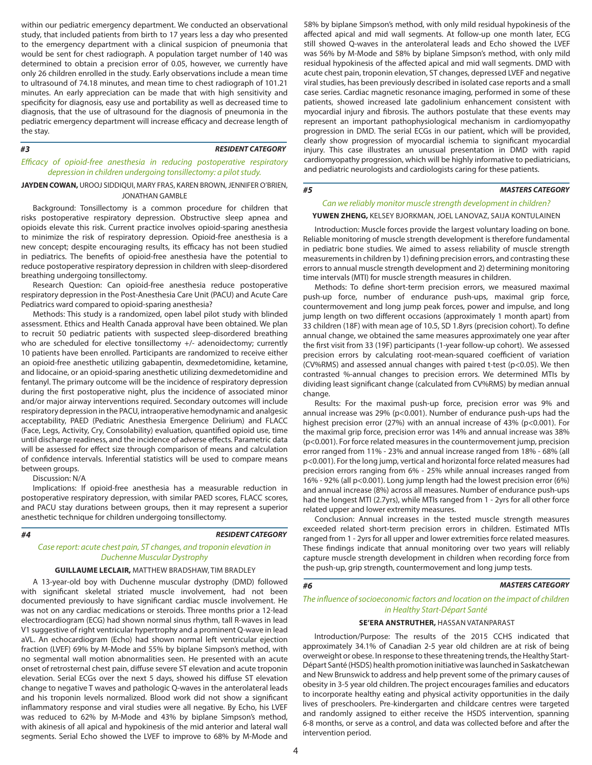within our pediatric emergency department. We conducted an observational study, that included patients from birth to 17 years less a day who presented to the emergency department with a clinical suspicion of pneumonia that would be sent for chest radiograph. A population target number of 140 was determined to obtain a precision error of 0.05, however, we currently have only 26 children enrolled in the study. Early observations include a mean time to ultrasound of 74.18 minutes, and mean time to chest radiograph of 101.21 minutes. An early appreciation can be made that with high sensitivity and specificity for diagnosis, easy use and portability as well as decreased time to diagnosis, that the use of ultrasound for the diagnosis of pneumonia in the pediatric emergency department will increase efficacy and decrease length of the stay.

## #3 — *RESIDENT CATEGORY*

### *Efficacy of opioid-free anesthesia in reducing postoperative respiratory depression in children undergoing tonsillectomy: a pilot study.*

**JAYDEN COWAN,** UROOJ SIDDIQUI, MARY FRAS, KAREN BROWN, JENNIFER O'BRIEN, JONATHAN GAMBLE

Background: Tonsillectomy is a common procedure for children that risks postoperative respiratory depression. Obstructive sleep apnea and opioids elevate this risk. Current practice involves opioid-sparing anesthesia to minimize the risk of respiratory depression. Opioid-free anesthesia is a new concept; despite encouraging results, its efficacy has not been studied in pediatrics. The benefits of opioid-free anesthesia have the potential to reduce postoperative respiratory depression in children with sleep-disordered breathing undergoing tonsillectomy.

Research Question: Can opioid-free anesthesia reduce postoperative respiratory depression in the Post-Anesthesia Care Unit (PACU) and Acute Care Pediatrics ward compared to opioid-sparing anesthesia?

Methods: This study is a randomized, open label pilot study with blinded assessment. Ethics and Health Canada approval have been obtained. We plan to recruit 50 pediatric patients with suspected sleep-disordered breathing who are scheduled for elective tonsillectomy +/- adenoidectomy; currently 10 patients have been enrolled. Participants are randomized to receive either an opioid-free anesthetic utilizing gabapentin, dexmedetomidine, ketamine, and lidocaine, or an opioid-sparing anesthetic utilizing dexmedetomidine and fentanyl. The primary outcome will be the incidence of respiratory depression during the first postoperative night, plus the incidence of associated minor and/or major airway interventions required. Secondary outcomes will include respiratory depression in the PACU, intraoperative hemodynamic and analgesic acceptability, PAED (Pediatric Anesthesia Emergence Delirium) and FLACC (Face, Legs, Activity, Cry, Consolability) evaluation, quantified opioid use, time until discharge readiness, and the incidence of adverse effects. Parametric data will be assessed for effect size through comparison of means and calculation of confidence intervals. Inferential statistics will be used to compare means between groups.

Discussion: N/A

Implications: If opioid-free anesthesia has a measurable reduction in postoperative respiratory depression, with similar PAED scores, FLACC scores, and PACU stay durations between groups, then it may represent a superior anesthetic technique for children undergoing tonsillectomy.

## #4 — *RESIDENT CATEGORY*

### *Case report: acute chest pain, ST changes, and troponin elevation in Duchenne Muscular Dystrophy*

**GUILLAUME LECLAIR,** MATTHEW BRADSHAW, TIM BRADLEY

A 13-year-old boy with Duchenne muscular dystrophy (DMD) followed with significant skeletal striated muscle involvement, had not been documented previously to have significant cardiac muscle involvement. He was not on any cardiac medications or steroids. Three months prior a 12-lead electrocardiogram (ECG) had shown normal sinus rhythm, tall R-waves in lead V1 suggestive of right ventricular hypertrophy and a prominent Q-wave in lead aVL. An echocardiogram (Echo) had shown normal left ventricular ejection fraction (LVEF) 69% by M-Mode and 55% by biplane Simpson's method, with no segmental wall motion abnormalities seen. He presented with an acute onset of retrosternal chest pain, diffuse severe ST elevation and acute troponin elevation. Serial ECGs over the next 5 days, showed his diffuse ST elevation change to negative T waves and pathologic Q-waves in the anterolateral leads and his troponin levels normalized. Blood work did not show a significant inflammatory response and viral studies were all negative. By Echo, his LVEF was reduced to 62% by M-Mode and 43% by biplane Simpson's method, with akinesis of all apical and hypokinesis of the mid anterior and lateral wall segments. Serial Echo showed the LVEF to improve to 68% by M-Mode and 58% by biplane Simpson's method, with only mild residual hypokinesis of the affected apical and mid wall segments. At follow-up one month later, ECG still showed Q-waves in the anterolateral leads and Echo showed the LVEF was 56% by M-Mode and 58% by biplane Simpson's method, with only mild residual hypokinesis of the affected apical and mid wall segments. DMD with acute chest pain, troponin elevation, ST changes, depressed LVEF and negative viral studies, has been previously described in isolated case reports and a small case series. Cardiac magnetic resonance imaging, performed in some of these patients, showed increased late gadolinium enhancement consistent with myocardial injury and fibrosis. The authors postulate that these events may represent an important pathophysiological mechanism in cardiomyopathy progression in DMD. The serial ECGs in our patient, which will be provided, clearly show progression of myocardial ischemia to significant myocardial injury. This case illustrates an unusual presentation in DMD with rapid cardiomyopathy progression, which will be highly informative to pediatricians, and pediatric neurologists and cardiologists caring for these patients.

## #5 — *MASTERS CATEGORY*

### *Can we reliably monitor muscle strength development in children?*

**YUWEN ZHENG,** KELSEY BJORKMAN, JOEL LANOVAZ, SAIJA KONTULAINEN

Introduction: Muscle forces provide the largest voluntary loading on bone. Reliable monitoring of muscle strength development is therefore fundamental in pediatric bone studies. We aimed to assess reliability of muscle strength measurements in children by 1) defining precision errors, and contrasting these errors to annual muscle strength development and 2) determining monitoring time intervals (MTI) for muscle strength measures in children.

Methods: To define short-term precision errors, we measured maximal push-up force, number of endurance push-ups, maximal grip force, countermovement and long jump peak forces, power and impulse, and long jump length on two different occasions (approximately 1 month apart) from 33 children (18F) with mean age of 10.5, SD 1.8yrs (precision cohort). To define annual change, we obtained the same measures approximately one year after the first visit from 33 (19F) participants (1-year follow-up cohort). We assessed precision errors by calculating root-mean-squared coefficient of variation (CV%RMS) and assessed annual changes with paired t-test ($p<0.05$). We then contrasted %-annual changes to precision errors. We determined MTIs by dividing least significant change (calculated from CV%RMS) by median annual change.

Results: For the maximal push-up force, precision error was 9% and annual increase was 29% ($p<0.001$). Number of endurance push-ups had the highest precision error (27%) with an annual increase of 43% ($p<0.001$). For the maximal grip force, precision error was 14% and annual increase was 38% ($p<0.001$). For force related measures in the countermovement jump, precision error ranged from 11% - 23% and annual increase ranged from 18% - 68% (all $p<0.001$). For the long jump, vertical and horizontal force related measures had precision errors ranging from 6% - 25% while annual increases ranged from 16% - 92% (all $p<0.001$). Long jump length had the lowest precision error (6%) and annual increase (8%) across all measures. Number of endurance push-ups had the longest MTI (2.7yrs), while MTIs ranged from 1 - 2yrs for all other force related upper and lower extremity measures.

Conclusion: Annual increases in the tested muscle strength measures exceeded related short-term precision errors in children. Estimated MTIs ranged from 1 - 2yrs for all upper and lower extremities force related measures. These findings indicate that annual monitoring over two years will reliably capture muscle strength development in children when recording force from the push-up, grip strength, countermovement and long jump tests.

## #6 — *MASTERS CATEGORY*

### *The influence of socioeconomic factors and location on the impact of children in Healthy Start-Départ Santé*

**SE'ERA ANSTRUTHER,** HASSAN VATANPARAST

Introduction/Purpose: The results of the 2015 CCHS indicated that approximately 34.1% of Canadian 2-5 year old children are at risk of being overweight or obese. In response to these threatening trends, the Healthy Start-Départ Santé (HSDS) health promotion initiative was launched in Saskatchewan and New Brunswick to address and help prevent some of the primary causes of obesity in 3-5 year old children. The project encourages families and educators to incorporate healthy eating and physical activity opportunities in the daily lives of preschoolers. Pre-kindergarten and childcare centres were targeted and randomly assigned to either receive the HSDS intervention, spanning 6-8 months, or serve as a control, and data was collected before and after the intervention period.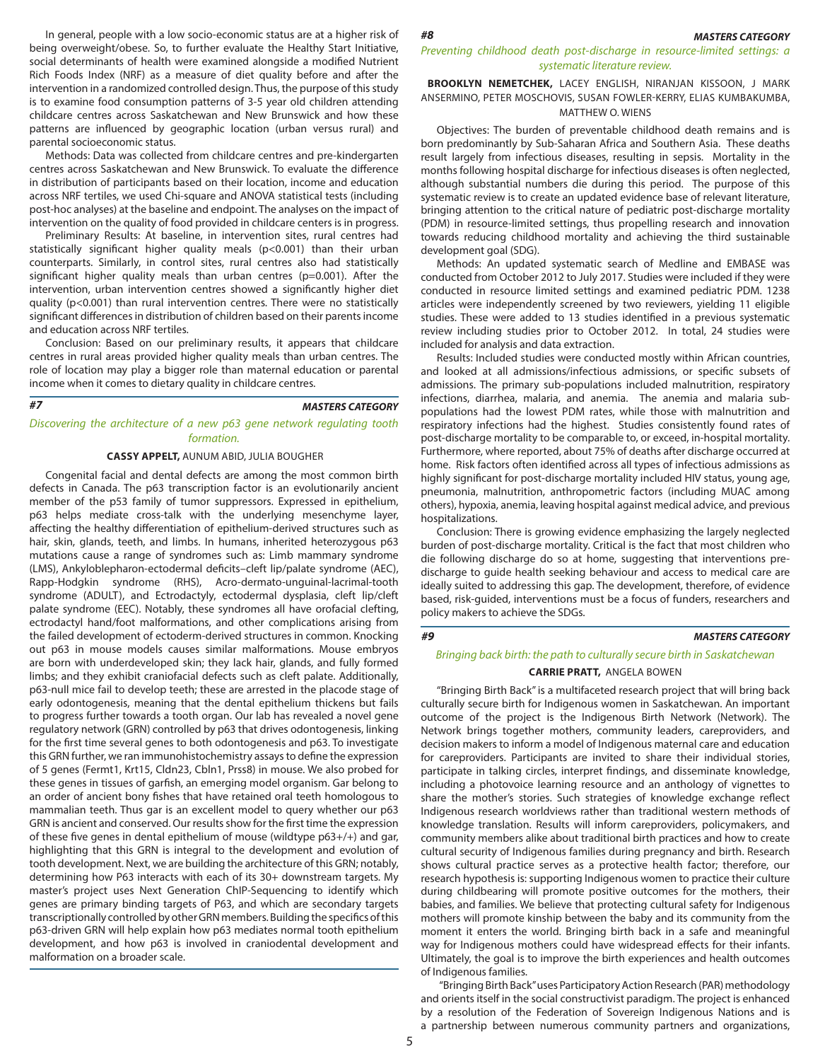In general, people with a low socio-economic status are at a higher risk of being overweight/obese. So, to further evaluate the Healthy Start Initiative, social determinants of health were examined alongside a modified Nutrient Rich Foods Index (NRF) as a measure of diet quality before and after the intervention in a randomized controlled design. Thus, the purpose of this study is to examine food consumption patterns of 3-5 year old children attending childcare centres across Saskatchewan and New Brunswick and how these patterns are influenced by geographic location (urban versus rural) and parental socioeconomic status.

Methods: Data was collected from childcare centres and pre-kindergarten centres across Saskatchewan and New Brunswick. To evaluate the difference in distribution of participants based on their location, income and education across NRF tertiles, we used Chi-square and ANOVA statistical tests (including post-hoc analyses) at the baseline and endpoint. The analyses on the impact of intervention on the quality of food provided in childcare centers is in progress.

Preliminary Results: At baseline, in intervention sites, rural centres had statistically significant higher quality meals ($p<0.001$) than their urban counterparts. Similarly, in control sites, rural centres also had statistically significant higher quality meals than urban centres ($p=0.001$). After the intervention, urban intervention centres showed a significantly higher diet quality ($p<0.001$) than rural intervention centres. There were no statistically significant differences in distribution of children based on their parents income and education across NRF tertiles.

Conclusion: Based on our preliminary results, it appears that childcare centres in rural areas provided higher quality meals than urban centres. The role of location may play a bigger role than maternal education or parental income when it comes to dietary quality in childcare centres.

## #7 MASTERS CATEGORY

### *Discovering the architecture of a new p63 gene network regulating tooth formation.*

**CASSY APPELT,** AUNUM ABID, JULIA BOUGHER

Congenital facial and dental defects are among the most common birth defects in Canada. The p63 transcription factor is an evolutionarily ancient member of the p53 family of tumor suppressors. Expressed in epithelium, p63 helps mediate cross-talk with the underlying mesenchyme layer, affecting the healthy differentiation of epithelium-derived structures such as hair, skin, glands, teeth, and limbs. In humans, inherited heterozygous p63 mutations cause a range of syndromes such as: Limb mammary syndrome (LMS), Ankyloblepharon-ectodermal deficits–cleft lip/palate syndrome (AEC), Rapp-Hodgkin syndrome (RHS), Acro-dermato-unguinal-lacrimal-tooth syndrome (ADULT), and Ectrodactyly, ectodermal dysplasia, cleft lip/cleft palate syndrome (EEC). Notably, these syndromes all have orofacial clefting, ectrodactyl hand/foot malformations, and other complications arising from the failed development of ectoderm-derived structures in common. Knocking out p63 in mouse models causes similar malformations. Mouse embryos are born with underdeveloped skin; they lack hair, glands, and fully formed limbs; and they exhibit craniofacial defects such as cleft palate. Additionally, p63-null mice fail to develop teeth; these are arrested in the placode stage of early odontogenesis, meaning that the dental epithelium thickens but fails to progress further towards a tooth organ. Our lab has revealed a novel gene regulatory network (GRN) controlled by p63 that drives odontogenesis, linking for the first time several genes to both odontogenesis and p63. To investigate this GRN further, we ran immunohistochemistry assays to define the expression of 5 genes (Fermt1, Krt15, Cldn23, Cbln1, Prss8) in mouse. We also probed for these genes in tissues of garfish, an emerging model organism. Gar belong to an order of ancient bony fishes that have retained oral teeth homologous to mammalian teeth. Thus gar is an excellent model to query whether our p63 GRN is ancient and conserved. Our results show for the first time the expression of these five genes in dental epithelium of mouse (wildtype p63+/+) and gar, highlighting that this GRN is integral to the development and evolution of tooth development. Next, we are building the architecture of this GRN; notably, determining how P63 interacts with each of its 30+ downstream targets. My master's project uses Next Generation ChIP-Sequencing to identify which genes are primary binding targets of P63, and which are secondary targets transcriptionally controlled by other GRN members. Building the specifics of this p63-driven GRN will help explain how p63 mediates normal tooth epithelium development, and how p63 is involved in craniodental development and malformation on a broader scale.

## #8 MASTERS CATEGORY

### *Preventing childhood death post-discharge in resource-limited settings: a systematic literature review.*

**BROOKLYN NEMETCHEK,** LACEY ENGLISH, NIRANJAN KISSOON, J MARK ANSERMINO, PETER MOSCHOVIS, SUSAN FOWLER-KERRY, ELIAS KUMBAKUMBA, MATTHEW O. WIENS

Objectives: The burden of preventable childhood death remains and is born predominantly by Sub-Saharan Africa and Southern Asia. These deaths result largely from infectious diseases, resulting in sepsis. Mortality in the months following hospital discharge for infectious diseases is often neglected, although substantial numbers die during this period. The purpose of this systematic review is to create an updated evidence base of relevant literature, bringing attention to the critical nature of pediatric post-discharge mortality (PDM) in resource-limited settings, thus propelling research and innovation towards reducing childhood mortality and achieving the third sustainable development goal (SDG).

Methods: An updated systematic search of Medline and EMBASE was conducted from October 2012 to July 2017. Studies were included if they were conducted in resource limited settings and examined pediatric PDM. 1238 articles were independently screened by two reviewers, yielding 11 eligible studies. These were added to 13 studies identified in a previous systematic review including studies prior to October 2012. In total, 24 studies were included for analysis and data extraction.

Results: Included studies were conducted mostly within African countries, and looked at all admissions/infectious admissions, or specific subsets of admissions. The primary sub-populations included malnutrition, respiratory infections, diarrhea, malaria, and anemia. The anemia and malaria sub-populations had the lowest PDM rates, while those with malnutrition and respiratory infections had the highest. Studies consistently found rates of post-discharge mortality to be comparable to, or exceed, in-hospital mortality. Furthermore, where reported, about 75% of deaths after discharge occurred at home. Risk factors often identified across all types of infectious admissions as highly significant for post-discharge mortality included HIV status, young age, pneumonia, malnutrition, anthropometric factors (including MUAC among others), hypoxia, anemia, leaving hospital against medical advice, and previous hospitalizations.

Conclusion: There is growing evidence emphasizing the largely neglected burden of post-discharge mortality. Critical is the fact that most children who die following discharge do so at home, suggesting that interventions pre-discharge to guide health seeking behaviour and access to medical care are ideally suited to addressing this gap. The development, therefore, of evidence based, risk-guided, interventions must be a focus of funders, researchers and policy makers to achieve the SDGs.

## #9 MASTERS CATEGORY

### *Bringing back birth: the path to culturally secure birth in Saskatchewan*

**CARRIE PRATT,** ANGELA BOWEN

"Bringing Birth Back" is a multifaceted research project that will bring back culturally secure birth for Indigenous women in Saskatchewan. An important outcome of the project is the Indigenous Birth Network (Network). The Network brings together mothers, community leaders, careproviders, and decision makers to inform a model of Indigenous maternal care and education for careproviders. Participants are invited to share their individual stories, participate in talking circles, interpret findings, and disseminate knowledge, including a photovoice learning resource and an anthology of vignettes to share the mother's stories. Such strategies of knowledge exchange reflect Indigenous research worldviews rather than traditional western methods of knowledge translation. Results will inform careproviders, policymakers, and community members alike about traditional birth practices and how to create cultural security of Indigenous families during pregnancy and birth. Research shows cultural practice serves as a protective health factor; therefore, our research hypothesis is: supporting Indigenous women to practice their culture during childbearing will promote positive outcomes for the mothers, their babies, and families. We believe that protecting cultural safety for Indigenous mothers will promote kinship between the baby and its community from the moment it enters the world. Bringing birth back in a safe and meaningful way for Indigenous mothers could have widespread effects for their infants. Ultimately, the goal is to improve the birth experiences and health outcomes of Indigenous families.

"Bringing Birth Back" uses Participatory Action Research (PAR) methodology and orients itself in the social constructivist paradigm. The project is enhanced by a resolution of the Federation of Sovereign Indigenous Nations and is a partnership between numerous community partners and organizations,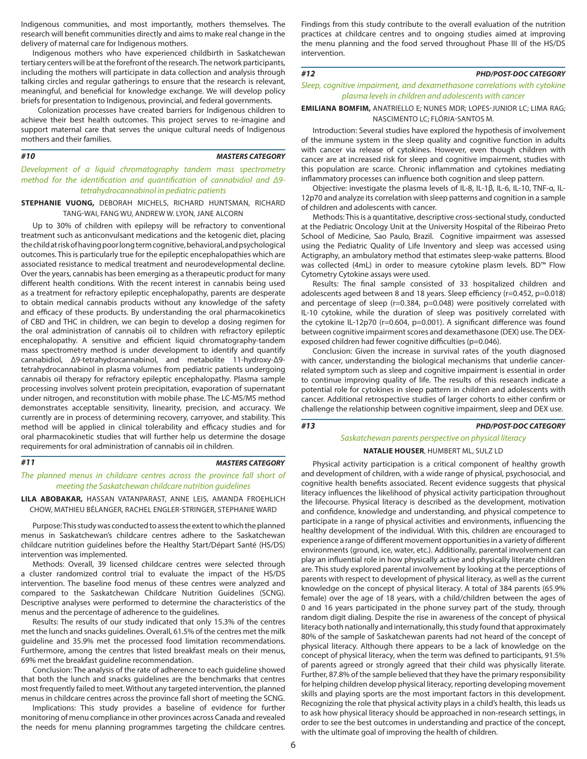Indigenous communities, and most importantly, mothers themselves. The research will benefit communities directly and aims to make real change in the delivery of maternal care for Indigenous mothers.

Indigenous mothers who have experienced childbirth in Saskatchewan tertiary centers will be at the forefront of the research. The network participants, including the mothers will participate in data collection and analysis through talking circles and regular gatherings to ensure that the research is relevant, meaningful, and beneficial for knowledge exchange. We will develop policy briefs for presentation to Indigenous, provincial, and federal governments.

Colonization processes have created barriers for Indigenous children to achieve their best health outcomes. This project serves to re-imagine and support maternal care that serves the unique cultural needs of Indigenous mothers and their families.

**#10** **MASTERS CATEGORY**

*Development of a liquid chromatography tandem mass spectrometry method for the identification and quantification of cannabidiol and Δ9-tetrahydrocannabinol in pediatric patients*

**STEPHANIE VUONG,** DEBORAH MICHELS, RICHARD HUNTSMAN, RICHARD TANG-WAI, FANG WU, ANDREW W. LYON, JANE ALCORN

Up to 30% of children with epilepsy will be refractory to conventional treatment such as anticonvulsant medications and the ketogenic diet, placing the child at risk of having poor long term cognitive, behavioral, and psychological outcomes. This is particularly true for the epileptic encephalopathies which are associated resistance to medical treatment and neurodevelopmental decline. Over the years, cannabis has been emerging as a therapeutic product for many different health conditions. With the recent interest in cannabis being used as a treatment for refractory epileptic encephalopathy, parents are desperate to obtain medical cannabis products without any knowledge of the safety and efficacy of these products. By understanding the oral pharmacokinetics of CBD and THC in children, we can begin to develop a dosing regimen for the oral administration of cannabis oil to children with refractory epileptic encephalopathy. A sensitive and efficient liquid chromatography-tandem mass spectrometry method is under development to identify and quantify cannabidiol, Δ9-tetrahydrocannabinol, and metabolite 11-hydroxy-Δ9-tetrahydrocannabinol in plasma volumes from pediatric patients undergoing cannabis oil therapy for refractory epileptic encephalopathy. Plasma sample processing involves solvent protein precipitation, evaporation of supernatant under nitrogen, and reconstitution with mobile phase. The LC-MS/MS method demonstrates acceptable sensitivity, linearity, precision, and accuracy. We currently are in process of determining recovery, carryover, and stability. This method will be applied in clinical tolerability and efficacy studies and for oral pharmacokinetic studies that will further help us determine the dosage requirements for oral administration of cannabis oil in children.

**#11** **MASTERS CATEGORY**

*The planned menus in childcare centres across the province fall short of meeting the Saskatchewan childcare nutrition guidelines*

**LILA ABOBAKAR,** HASSAN VATANPARAST, ANNE LEIS, AMANDA FROEHLICH CHOW, MATHIEU BÉLANGER, RACHEL ENGLER-STRINGER, STEPHANIE WARD

Purpose: This study was conducted to assess the extent to which the planned menus in Saskatchewan's childcare centres adhere to the Saskatchewan childcare nutrition guidelines before the Healthy Start/Départ Santé (HS/DS) intervention was implemented.

Methods: Overall, 39 licensed childcare centres were selected through a cluster randomized control trial to evaluate the impact of the HS/DS intervention. The baseline food menus of these centres were analyzed and compared to the Saskatchewan Childcare Nutrition Guidelines (SCNG). Descriptive analyses were performed to determine the characteristics of the menus and the percentage of adherence to the guidelines.

Results: The results of our study indicated that only 15.3% of the centres met the lunch and snacks guidelines. Overall, 61.5% of the centres met the milk guideline and 35.9% met the processed food limitation recommendations. Furthermore, among the centres that listed breakfast meals on their menus, 69% met the breakfast guideline recommendation.

Conclusion: The analysis of the rate of adherence to each guideline showed that both the lunch and snacks guidelines are the benchmarks that centres most frequently failed to meet. Without any targeted intervention, the planned menus in childcare centres across the province fall short of meeting the SCNG.

Implications: This study provides a baseline of evidence for further monitoring of menu compliance in other provinces across Canada and revealed the needs for menu planning programmes targeting the childcare centres. Findings from this study contribute to the overall evaluation of the nutrition practices at childcare centres and to ongoing studies aimed at improving the menu planning and the food served throughout Phase III of the HS/DS intervention.

**#12** **PHD/POST-DOC CATEGORY**

*Sleep, cognitive impairment, and dexamethasone correlations with cytokine plasma levels in children and adolescents with cancer*

**EMILIANA BOMFIM,** ANATRIELLO E; NUNES MDR; LOPES-JUNIOR LC; LIMA RAG; NASCIMENTO LC; FLÓRIA-SANTOS M.

Introduction: Several studies have explored the hypothesis of involvement of the immune system in the sleep quality and cognitive function in adults with cancer via release of cytokines. However, even though children with cancer are at increased risk for sleep and cognitive impairment, studies with this population are scarce. Chronic inflammation and cytokines mediating inflammatory processes can influence both cognition and sleep pattern.

Objective: investigate the plasma levels of IL-8, IL-1β, IL-6, IL-10, TNF-α, IL-12p70 and analyze its correlation with sleep patterns and cognition in a sample of children and adolescents with cancer.

Methods: This is a quantitative, descriptive cross-sectional study, conducted at the Pediatric Oncology Unit at the University Hospital of the Ribeirao Preto School of Medicine, Sao Paulo, Brazil. Cognitive impairment was assessed using the Pediatric Quality of Life Inventory and sleep was accessed using Actigraphy, an ambulatory method that estimates sleep-wake patterns. Blood was collected (4mL) in order to measure cytokine plasm levels. BD™ Flow Cytometry Cytokine assays were used.

Results: The final sample consisted of 33 hospitalized children and adolescents aged between 8 and 18 years. Sleep efficiency ($r=0.452$, $p=0.018$) and percentage of sleep ($r=0.384$, $p=0.048$) were positively correlated with IL-10 cytokine, while the duration of sleep was positively correlated with the cytokine IL-12p70 ($r=0.604$, $p=0.001$). A significant difference was found between cognitive impairment scores and dexamethasone (DEX) use. The DEX-exposed children had fewer cognitive difficulties ($p=0.046$).

Conclusion: Given the increase in survival rates of the youth diagnosed with cancer, understanding the biological mechanisms that underlie cancer-related symptom such as sleep and cognitive impairment is essential in order to continue improving quality of life. The results of this research indicate a potential role for cytokines in sleep pattern in children and adolescents with cancer. Additional retrospective studies of larger cohorts to either confirm or challenge the relationship between cognitive impairment, sleep and DEX use.

**#13** **PHD/POST-DOC CATEGORY**

*Saskatchewan parents perspective on physical literacy*

**NATALIE HOUSER**, HUMBERT ML, SULZ LD

Physical activity participation is a critical component of healthy growth and development of children, with a wide range of physical, psychosocial, and cognitive health benefits associated. Recent evidence suggests that physical literacy influences the likelihood of physical activity participation throughout the lifecourse. Physical literacy is described as the development, motivation and confidence, knowledge and understanding, and physical competence to participate in a range of physical activities and environments, influencing the healthy development of the individual. With this, children are encouraged to experience a range of different movement opportunities in a variety of different environments (ground, ice, water, etc.). Additionally, parental involvement can play an influential role in how physically active and physically literate children are. This study explored parental involvement by looking at the perceptions of parents with respect to development of physical literacy, as well as the current knowledge on the concept of physical literacy. A total of 384 parents (65.9% female) over the age of 18 years, with a child/children between the ages of 0 and 16 years participated in the phone survey part of the study, through random digit dialing. Despite the rise in awareness of the concept of physical literacy both nationally and internationally, this study found that approximately 80% of the sample of Saskatchewan parents had not heard of the concept of physical literacy. Although there appears to be a lack of knowledge on the concept of physical literacy, when the term was defined to participants, 91.5% of parents agreed or strongly agreed that their child was physically literate. Further, 87.8% of the sample believed that they have the primary responsibility for helping children develop physical literacy, reporting developing movement skills and playing sports are the most important factors in this development. Recognizing the role that physical activity plays in a child's health, this leads us to ask how physical literacy should be approached in non-research settings, in order to see the best outcomes in understanding and practice of the concept, with the ultimate goal of improving the health of children.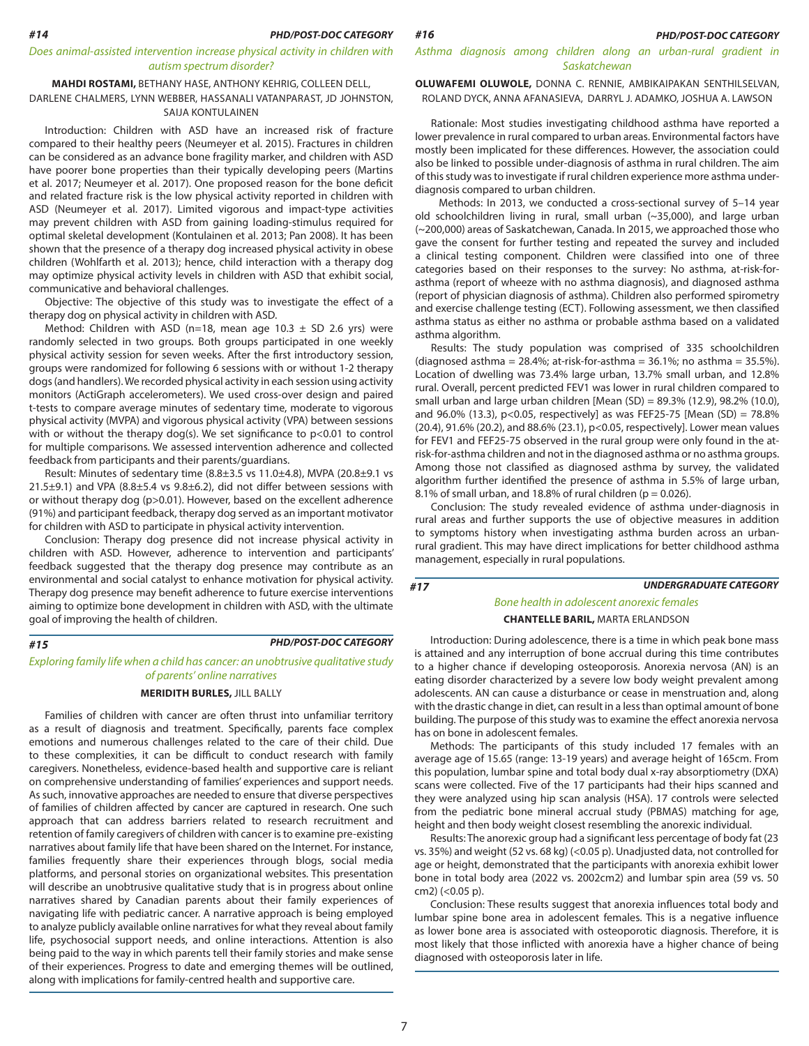## #14 PHD/POST-DOC CATEGORY

### *Does animal-assisted intervention increase physical activity in children with autism spectrum disorder?*

**MAHDI ROSTAMI,** BETHANY HASE, ANTHONY KEHRIG, COLLEEN DELL, DARLENE CHALMERS, LYNN WEBBER, HASSANALI VATANPARAST, JD JOHNSTON, SAIJA KONTULAINEN

Introduction: Children with ASD have an increased risk of fracture compared to their healthy peers (Neumeyer et al. 2015). Fractures in children can be considered as an advance bone fragility marker, and children with ASD have poorer bone properties than their typically developing peers (Martins et al. 2017; Neumeyer et al. 2017). One proposed reason for the bone deficit and related fracture risk is the low physical activity reported in children with ASD (Neumeyer et al. 2017). Limited vigorous and impact-type activities may prevent children with ASD from gaining loading-stimulus required for optimal skeletal development (Kontulainen et al. 2013; Pan 2008). It has been shown that the presence of a therapy dog increased physical activity in obese children (Wohlfarth et al. 2013); hence, child interaction with a therapy dog may optimize physical activity levels in children with ASD that exhibit social, communicative and behavioral challenges.

Objective: The objective of this study was to investigate the effect of a therapy dog on physical activity in children with ASD.

Method: Children with ASD (n=18, mean age 10.3 ± SD 2.6 yrs) were randomly selected in two groups. Both groups participated in one weekly physical activity session for seven weeks. After the first introductory session, groups were randomized for following 6 sessions with or without 1-2 therapy dogs (and handlers). We recorded physical activity in each session using activity monitors (ActiGraph accelerometers). We used cross-over design and paired t-tests to compare average minutes of sedentary time, moderate to vigorous physical activity (MVPA) and vigorous physical activity (VPA) between sessions with or without the therapy dog(s). We set significance to $p<0.01$ to control for multiple comparisons. We assessed intervention adherence and collected feedback from participants and their parents/guardians.

Result: Minutes of sedentary time (8.8±3.5 vs 11.0±4.8), MVPA (20.8±9.1 vs 21.5±9.1) and VPA (8.8±5.4 vs 9.8±6.2), did not differ between sessions with or without therapy dog ($p>0.01$). However, based on the excellent adherence (91%) and participant feedback, therapy dog served as an important motivator for children with ASD to participate in physical activity intervention.

Conclusion: Therapy dog presence did not increase physical activity in children with ASD. However, adherence to intervention and participants' feedback suggested that the therapy dog presence may contribute as an environmental and social catalyst to enhance motivation for physical activity. Therapy dog presence may benefit adherence to future exercise interventions aiming to optimize bone development in children with ASD, with the ultimate goal of improving the health of children.

## #15 PHD/POST-DOC CATEGORY

### *Exploring family life when a child has cancer: an unobtrusive qualitative study of parents' online narratives*

**MERIDITH BURLES,** JILL BALLY

Families of children with cancer are often thrust into unfamiliar territory as a result of diagnosis and treatment. Specifically, parents face complex emotions and numerous challenges related to the care of their child. Due to these complexities, it can be difficult to conduct research with family caregivers. Nonetheless, evidence-based health and supportive care is reliant on comprehensive understanding of families' experiences and support needs. As such, innovative approaches are needed to ensure that diverse perspectives of families of children affected by cancer are captured in research. One such approach that can address barriers related to research recruitment and retention of family caregivers of children with cancer is to examine pre-existing narratives about family life that have been shared on the Internet. For instance, families frequently share their experiences through blogs, social media platforms, and personal stories on organizational websites. This presentation will describe an unobtrusive qualitative study that is in progress about online narratives shared by Canadian parents about their family experiences of navigating life with pediatric cancer. A narrative approach is being employed to analyze publicly available online narratives for what they reveal about family life, psychosocial support needs, and online interactions. Attention is also being paid to the way in which parents tell their family stories and make sense of their experiences. Progress to date and emerging themes will be outlined, along with implications for family-centred health and supportive care.

## #16 PHD/POST-DOC CATEGORY

### *Asthma diagnosis among children along an urban-rural gradient in Saskatchewan*

**OLUWAFEMI OLUWOLE,** DONNA C. RENNIE, AMBIKAIPAKAN SENTHILSELVAN, ROLAND DYCK, ANNA AFANASIEVA, DARRYL J. ADAMKO, JOSHUA A. LAWSON

Rationale: Most studies investigating childhood asthma have reported a lower prevalence in rural compared to urban areas. Environmental factors have mostly been implicated for these differences. However, the association could also be linked to possible under-diagnosis of asthma in rural children. The aim of this study was to investigate if rural children experience more asthma under-diagnosis compared to urban children.

Methods: In 2013, we conducted a cross-sectional survey of 5–14 year old schoolchildren living in rural, small urban (~35,000), and large urban (~200,000) areas of Saskatchewan, Canada. In 2015, we approached those who gave the consent for further testing and repeated the survey and included a clinical testing component. Children were classified into one of three categories based on their responses to the survey: No asthma, at-risk-for-asthma (report of wheeze with no asthma diagnosis), and diagnosed asthma (report of physician diagnosis of asthma). Children also performed spirometry and exercise challenge testing (ECT). Following assessment, we then classified asthma status as either no asthma or probable asthma based on a validated asthma algorithm.

Results: The study population was comprised of 335 schoolchildren (diagnosed asthma = 28.4%; at-risk-for-asthma = 36.1%; no asthma = 35.5%). Location of dwelling was 73.4% large urban, 13.7% small urban, and 12.8% rural. Overall, percent predicted FEV1 was lower in rural children compared to small urban and large urban children [Mean (SD) = 89.3% (12.9), 98.2% (10.0), and 96.0% (13.3), $p<0.05$, respectively] as was FEF25-75 [Mean (SD) = 78.8% (20.4), 91.6% (20.2), and 88.6% (23.1), $p<0.05$, respectively]. Lower mean values for FEV1 and FEF25-75 observed in the rural group were only found in the at-risk-for-asthma children and not in the diagnosed asthma or no asthma groups. Among those not classified as diagnosed asthma by survey, the validated algorithm further identified the presence of asthma in 5.5% of large urban, 8.1% of small urban, and 18.8% of rural children ($p = 0.026$).

Conclusion: The study revealed evidence of asthma under-diagnosis in rural areas and further supports the use of objective measures in addition to symptoms history when investigating asthma burden across an urban-rural gradient. This may have direct implications for better childhood asthma management, especially in rural populations.

## #17 UNDERGRADUATE CATEGORY

### *Bone health in adolescent anorexic females*

**CHANTELLE BARIL,** MARTA ERLANDSON

Introduction: During adolescence, there is a time in which peak bone mass is attained and any interruption of bone accrual during this time contributes to a higher chance if developing osteoporosis. Anorexia nervosa (AN) is an eating disorder characterized by a severe low body weight prevalent among adolescents. AN can cause a disturbance or cease in menstruation and, along with the drastic change in diet, can result in a less than optimal amount of bone building. The purpose of this study was to examine the effect anorexia nervosa has on bone in adolescent females.

Methods: The participants of this study included 17 females with an average age of 15.65 (range: 13-19 years) and average height of 165cm. From this population, lumbar spine and total body dual x-ray absorptiometry (DXA) scans were collected. Five of the 17 participants had their hips scanned and they were analyzed using hip scan analysis (HSA). 17 controls were selected from the pediatric bone mineral accrual study (PBMAS) matching for age, height and then body weight closest resembling the anorexic individual.

Results: The anorexic group had a significant less percentage of body fat (23 vs. 35%) and weight (52 vs. 68 kg) (<0.05 p). Unadjusted data, not controlled for age or height, demonstrated that the participants with anorexia exhibit lower bone in total body area (2022 vs. 2002cm2) and lumbar spin area (59 vs. 50 cm2) (<0.05 p).

Conclusion: These results suggest that anorexia influences total body and lumbar spine bone area in adolescent females. This is a negative influence as lower bone area is associated with osteoporotic diagnosis. Therefore, it is most likely that those inflicted with anorexia have a higher chance of being diagnosed with osteoporosis later in life.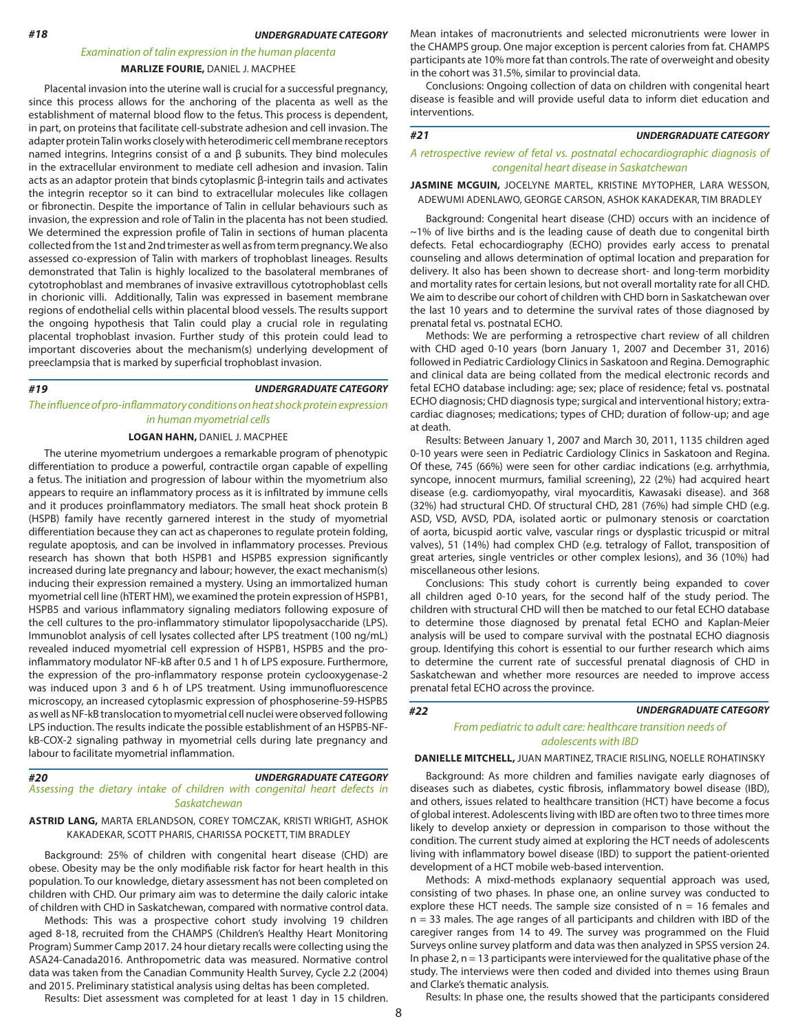**#18** **UNDERGRADUATE CATEGORY**

### *Examination of talin expression in the human placenta*

**MARLIZE FOURIE,** DANIEL J. MACPHEE

Placental invasion into the uterine wall is crucial for a successful pregnancy, since this process allows for the anchoring of the placenta as well as the establishment of maternal blood flow to the fetus. This process is dependent, in part, on proteins that facilitate cell-substrate adhesion and cell invasion. The adapter protein Talin works closely with heterodimeric cell membrane receptors named integrins. Integrins consist of α and β subunits. They bind molecules in the extracellular environment to mediate cell adhesion and invasion. Talin acts as an adaptor protein that binds cytoplasmic β-integrin tails and activates the integrin receptor so it can bind to extracellular molecules like collagen or fibronectin. Despite the importance of Talin in cellular behaviours such as invasion, the expression and role of Talin in the placenta has not been studied. We determined the expression profile of Talin in sections of human placenta collected from the 1st and 2nd trimester as well as from term pregnancy. We also assessed co-expression of Talin with markers of trophoblast lineages. Results demonstrated that Talin is highly localized to the basolateral membranes of cytotrophoblast and membranes of invasive extravillous cytotrophoblast cells in chorionic villi. Additionally, Talin was expressed in basement membrane regions of endothelial cells within placental blood vessels. The results support the ongoing hypothesis that Talin could play a crucial role in regulating placental trophoblast invasion. Further study of this protein could lead to important discoveries about the mechanism(s) underlying development of preeclampsia that is marked by superficial trophoblast invasion.

**#19** **UNDERGRADUATE CATEGORY**

### *The influence of pro-inflammatory conditions on heat shock protein expression in human myometrial cells*

**LOGAN HAHN,** DANIEL J. MACPHEE

The uterine myometrium undergoes a remarkable program of phenotypic differentiation to produce a powerful, contractile organ capable of expelling a fetus. The initiation and progression of labour within the myometrium also appears to require an inflammatory process as it is infiltrated by immune cells and it produces proinflammatory mediators. The small heat shock protein B (HSPB) family have recently garnered interest in the study of myometrial differentiation because they can act as chaperones to regulate protein folding, regulate apoptosis, and can be involved in inflammatory processes. Previous research has shown that both HSPB1 and HSPB5 expression significantly increased during late pregnancy and labour; however, the exact mechanism(s) inducing their expression remained a mystery. Using an immortalized human myometrial cell line (hTERT HM), we examined the protein expression of HSPB1, HSPB5 and various inflammatory signaling mediators following exposure of the cell cultures to the pro-inflammatory stimulator lipopolysaccharide (LPS). Immunoblot analysis of cell lysates collected after LPS treatment (100 ng/mL) revealed induced myometrial cell expression of HSPB1, HSPB5 and the pro-inflammatory modulator NF-kB after 0.5 and 1 h of LPS exposure. Furthermore, the expression of the pro-inflammatory response protein cyclooxygenase-2 was induced upon 3 and 6 h of LPS treatment. Using immunofluorescence microscopy, an increased cytoplasmic expression of phosphoserine-59-HSPB5 as well as NF-kB translocation to myometrial cell nuclei were observed following LPS induction. The results indicate the possible establishment of an HSPB5-NF-kB-COX-2 signaling pathway in myometrial cells during late pregnancy and labour to facilitate myometrial inflammation.

**#20** **UNDERGRADUATE CATEGORY**

### *Assessing the dietary intake of children with congenital heart defects in Saskatchewan*

**ASTRID LANG,** MARTA ERLANDSON, COREY TOMCZAK, KRISTI WRIGHT, ASHOK KAKADEKAR, SCOTT PHARIS, CHARISSA POCKETT, TIM BRADLEY

Background: 25% of children with congenital heart disease (CHD) are obese. Obesity may be the only modifiable risk factor for heart health in this population. To our knowledge, dietary assessment has not been completed on children with CHD. Our primary aim was to determine the daily caloric intake of children with CHD in Saskatchewan, compared with normative control data.

Methods: This was a prospective cohort study involving 19 children aged 8-18, recruited from the CHAMPS (Children's Healthy Heart Monitoring Program) Summer Camp 2017. 24 hour dietary recalls were collecting using the ASA24-Canada2016. Anthropometric data was measured. Normative control data was taken from the Canadian Community Health Survey, Cycle 2.2 (2004) and 2015. Preliminary statistical analysis using deltas has been completed.

Results: Diet assessment was completed for at least 1 day in 15 children. Mean intakes of macronutrients and selected micronutrients were lower in the CHAMPS group. One major exception is percent calories from fat. CHAMPS participants ate 10% more fat than controls. The rate of overweight and obesity in the cohort was 31.5%, similar to provincial data.

Conclusions: Ongoing collection of data on children with congenital heart disease is feasible and will provide useful data to inform diet education and interventions.

**#21** **UNDERGRADUATE CATEGORY**

### *A retrospective review of fetal vs. postnatal echocardiographic diagnosis of congenital heart disease in Saskatchewan*

**JASMINE MCGUIN,** JOCELYNE MARTEL, KRISTINE MYTOPHER, LARA WESSON, ADEWUMI ADENLAWO, GEORGE CARSON, ASHOK KAKADEKAR, TIM BRADLEY

Background: Congenital heart disease (CHD) occurs with an incidence of ~1% of live births and is the leading cause of death due to congenital birth defects. Fetal echocardiography (ECHO) provides early access to prenatal counseling and allows determination of optimal location and preparation for delivery. It also has been shown to decrease short- and long-term morbidity and mortality rates for certain lesions, but not overall mortality rate for all CHD. We aim to describe our cohort of children with CHD born in Saskatchewan over the last 10 years and to determine the survival rates of those diagnosed by prenatal fetal vs. postnatal ECHO.

Methods: We are performing a retrospective chart review of all children with CHD aged 0-10 years (born January 1, 2007 and December 31, 2016) followed in Pediatric Cardiology Clinics in Saskatoon and Regina. Demographic and clinical data are being collated from the medical electronic records and fetal ECHO database including: age; sex; place of residence; fetal vs. postnatal ECHO diagnosis; CHD diagnosis type; surgical and interventional history; extra-cardiac diagnoses; medications; types of CHD; duration of follow-up; and age at death.

Results: Between January 1, 2007 and March 30, 2011, 1135 children aged 0-10 years were seen in Pediatric Cardiology Clinics in Saskatoon and Regina. Of these, 745 (66%) were seen for other cardiac indications (e.g. arrhythmia, syncope, innocent murmurs, familial screening), 22 (2%) had acquired heart disease (e.g. cardiomyopathy, viral myocarditis, Kawasaki disease). and 368 (32%) had structural CHD. Of structural CHD, 281 (76%) had simple CHD (e.g. ASD, VSD, AVSD, PDA, isolated aortic or pulmonary stenosis or coarctation of aorta, bicuspid aortic valve, vascular rings or dysplastic tricuspid or mitral valves), 51 (14%) had complex CHD (e.g. tetralogy of Fallot, transposition of great arteries, single ventricles or other complex lesions), and 36 (10%) had miscellaneous other lesions.

Conclusions: This study cohort is currently being expanded to cover all children aged 0-10 years, for the second half of the study period. The children with structural CHD will then be matched to our fetal ECHO database to determine those diagnosed by prenatal fetal ECHO and Kaplan-Meier analysis will be used to compare survival with the postnatal ECHO diagnosis group. Identifying this cohort is essential to our further research which aims to determine the current rate of successful prenatal diagnosis of CHD in Saskatchewan and whether more resources are needed to improve access prenatal fetal ECHO across the province.

**#22** **UNDERGRADUATE CATEGORY**

### *From pediatric to adult care: healthcare transition needs of adolescents with IBD*

**DANIELLE MITCHELL,** JUAN MARTINEZ, TRACIE RISLING, NOELLE ROHATINSKY

Background: As more children and families navigate early diagnoses of diseases such as diabetes, cystic fibrosis, inflammatory bowel disease (IBD), and others, issues related to healthcare transition (HCT) have become a focus of global interest. Adolescents living with IBD are often two to three times more likely to develop anxiety or depression in comparison to those without the condition. The current study aimed at exploring the HCT needs of adolescents living with inflammatory bowel disease (IBD) to support the patient-oriented development of a HCT mobile web-based intervention.

Methods: A mixd-methods explanaory sequential approach was used, consisting of two phases. In phase one, an online survey was conducted to explore these HCT needs. The sample size consisted of n = 16 females and n = 33 males. The age ranges of all participants and children with IBD of the caregiver ranges from 14 to 49. The survey was programmed on the Fluid Surveys online survey platform and data was then analyzed in SPSS version 24. In phase 2, n = 13 participants were interviewed for the qualitative phase of the study. The interviews were then coded and divided into themes using Braun and Clarke's thematic analysis.

Results: In phase one, the results showed that the participants considered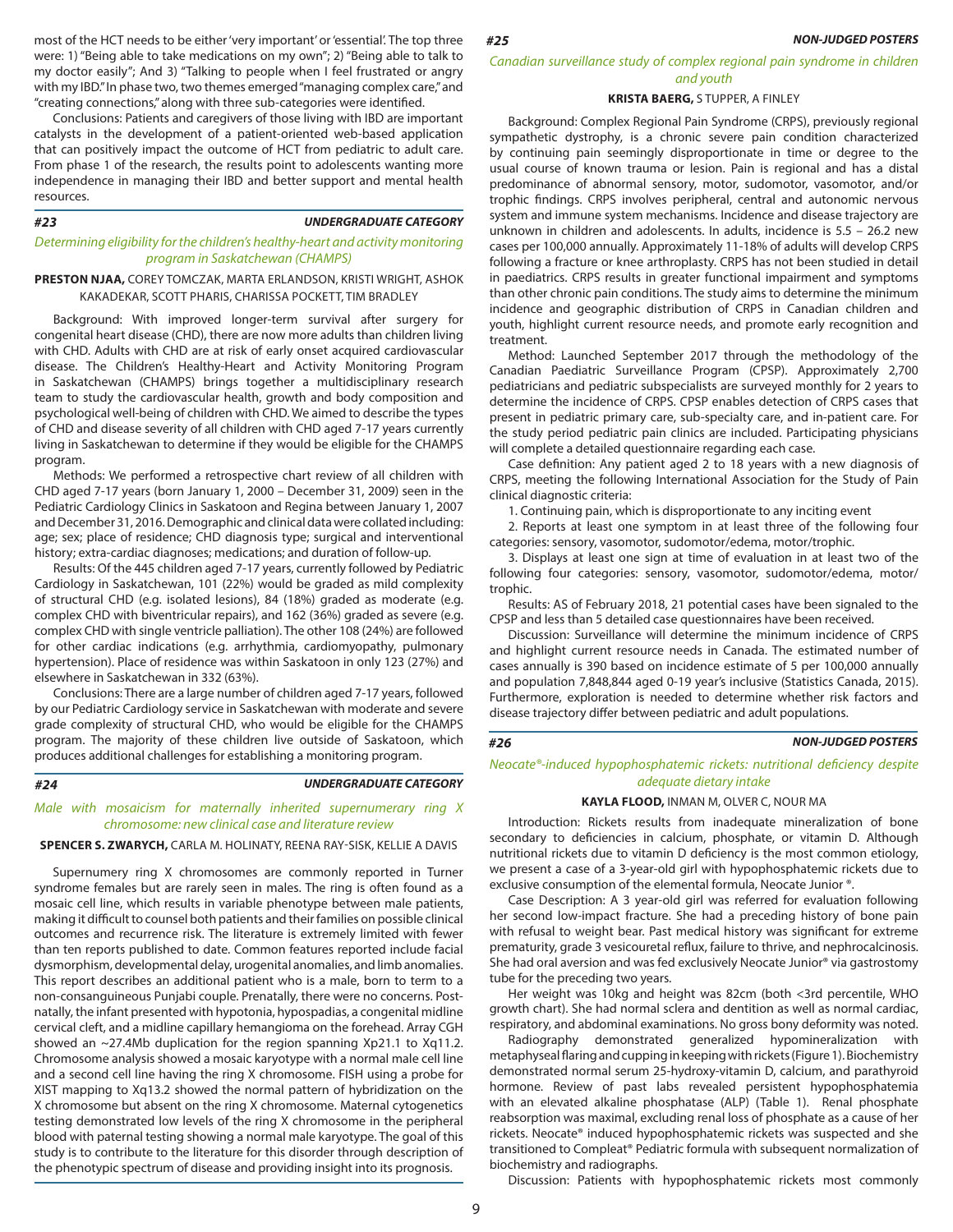most of the HCT needs to be either 'very important' or 'essential'. The top three were: 1) "Being able to take medications on my own"; 2) "Being able to talk to my doctor easily"; And 3) "Talking to people when I feel frustrated or angry with my IBD." In phase two, two themes emerged "managing complex care," and "creating connections," along with three sub-categories were identified.

Conclusions: Patients and caregivers of those living with IBD are important catalysts in the development of a patient-oriented web-based application that can positively impact the outcome of HCT from pediatric to adult care. From phase 1 of the research, the results point to adolescents wanting more independence in managing their IBD and better support and mental health resources.

## #23 — UNDERGRADUATE CATEGORY

### *Determining eligibility for the children's healthy-heart and activity monitoring program in Saskatchewan (CHAMPS)*

**PRESTON NJAA,** COREY TOMCZAK, MARTA ERLANDSON, KRISTI WRIGHT, ASHOK KAKADEKAR, SCOTT PHARIS, CHARISSA POCKETT, TIM BRADLEY

Background: With improved longer-term survival after surgery for congenital heart disease (CHD), there are now more adults than children living with CHD. Adults with CHD are at risk of early onset acquired cardiovascular disease. The Children's Healthy-Heart and Activity Monitoring Program in Saskatchewan (CHAMPS) brings together a multidisciplinary research team to study the cardiovascular health, growth and body composition and psychological well-being of children with CHD. We aimed to describe the types of CHD and disease severity of all children with CHD aged 7-17 years currently living in Saskatchewan to determine if they would be eligible for the CHAMPS program.

Methods: We performed a retrospective chart review of all children with CHD aged 7-17 years (born January 1, 2000 – December 31, 2009) seen in the Pediatric Cardiology Clinics in Saskatoon and Regina between January 1, 2007 and December 31, 2016. Demographic and clinical data were collated including: age; sex; place of residence; CHD diagnosis type; surgical and interventional history; extra-cardiac diagnoses; medications; and duration of follow-up.

Results: Of the 445 children aged 7-17 years, currently followed by Pediatric Cardiology in Saskatchewan, 101 (22%) would be graded as mild complexity of structural CHD (e.g. isolated lesions), 84 (18%) graded as moderate (e.g. complex CHD with biventricular repairs), and 162 (36%) graded as severe (e.g. complex CHD with single ventricle palliation). The other 108 (24%) are followed for other cardiac indications (e.g. arrhythmia, cardiomyopathy, pulmonary hypertension). Place of residence was within Saskatoon in only 123 (27%) and elsewhere in Saskatchewan in 332 (63%).

Conclusions: There are a large number of children aged 7-17 years, followed by our Pediatric Cardiology service in Saskatchewan with moderate and severe grade complexity of structural CHD, who would be eligible for the CHAMPS program. The majority of these children live outside of Saskatoon, which produces additional challenges for establishing a monitoring program.

## #24 — UNDERGRADUATE CATEGORY

### *Male with mosaicism for maternally inherited supernumerary ring X chromosome: new clinical case and literature review*

**SPENCER S. ZWARYCH,** CARLA M. HOLINATY, REENA RAY-SISK, KELLIE A DAVIS

Supernumery ring X chromosomes are commonly reported in Turner syndrome females but are rarely seen in males. The ring is often found as a mosaic cell line, which results in variable phenotype between male patients, making it difficult to counsel both patients and their families on possible clinical outcomes and recurrence risk. The literature is extremely limited with fewer than ten reports published to date. Common features reported include facial dysmorphism, developmental delay, urogenital anomalies, and limb anomalies. This report describes an additional patient who is a male, born to term to a non-consanguineous Punjabi couple. Prenatally, there were no concerns. Post-natally, the infant presented with hypotonia, hypospadias, a congenital midline cervical cleft, and a midline capillary hemangioma on the forehead. Array CGH showed an ~27.4Mb duplication for the region spanning Xp21.1 to Xq11.2. Chromosome analysis showed a mosaic karyotype with a normal male cell line and a second cell line having the ring X chromosome. FISH using a probe for XIST mapping to Xq13.2 showed the normal pattern of hybridization on the X chromosome but absent on the ring X chromosome. Maternal cytogenetics testing demonstrated low levels of the ring X chromosome in the peripheral blood with paternal testing showing a normal male karyotype. The goal of this study is to contribute to the literature for this disorder through description of the phenotypic spectrum of disease and providing insight into its prognosis.

## #25 — NON-JUDGED POSTERS

### *Canadian surveillance study of complex regional pain syndrome in children and youth*

**KRISTA BAERG,** S TUPPER, A FINLEY

Background: Complex Regional Pain Syndrome (CRPS), previously regional sympathetic dystrophy, is a chronic severe pain condition characterized by continuing pain seemingly disproportionate in time or degree to the usual course of known trauma or lesion. Pain is regional and has a distal predominance of abnormal sensory, motor, sudomotor, vasomotor, and/or trophic findings. CRPS involves peripheral, central and autonomic nervous system and immune system mechanisms. Incidence and disease trajectory are unknown in children and adolescents. In adults, incidence is 5.5 – 26.2 new cases per 100,000 annually. Approximately 11-18% of adults will develop CRPS following a fracture or knee arthroplasty. CRPS has not been studied in detail in paediatrics. CRPS results in greater functional impairment and symptoms than other chronic pain conditions. The study aims to determine the minimum incidence and geographic distribution of CRPS in Canadian children and youth, highlight current resource needs, and promote early recognition and treatment.

Method: Launched September 2017 through the methodology of the Canadian Paediatric Surveillance Program (CPSP). Approximately 2,700 pediatricians and pediatric subspecialists are surveyed monthly for 2 years to determine the incidence of CRPS. CPSP enables detection of CRPS cases that present in pediatric primary care, sub-specialty care, and in-patient care. For the study period pediatric pain clinics are included. Participating physicians will complete a detailed questionnaire regarding each case.

Case definition: Any patient aged 2 to 18 years with a new diagnosis of CRPS, meeting the following International Association for the Study of Pain clinical diagnostic criteria:

1. Continuing pain, which is disproportionate to any inciting event
2. Reports at least one symptom in at least three of the following four categories: sensory, vasomotor, sudomotor/edema, motor/trophic.
3. Displays at least one sign at time of evaluation in at least two of the following four categories: sensory, vasomotor, sudomotor/edema, motor/trophic.

Results: AS of February 2018, 21 potential cases have been signaled to the CPSP and less than 5 detailed case questionnaires have been received.

Discussion: Surveillance will determine the minimum incidence of CRPS and highlight current resource needs in Canada. The estimated number of cases annually is 390 based on incidence estimate of 5 per 100,000 annually and population 7,848,844 aged 0-19 year's inclusive (Statistics Canada, 2015). Furthermore, exploration is needed to determine whether risk factors and disease trajectory differ between pediatric and adult populations.

## #26 — NON-JUDGED POSTERS

### *Neocate®-induced hypophosphatemic rickets: nutritional deficiency despite adequate dietary intake*

**KAYLA FLOOD,** INMAN M, OLVER C, NOUR MA

Introduction: Rickets results from inadequate mineralization of bone secondary to deficiencies in calcium, phosphate, or vitamin D. Although nutritional rickets due to vitamin D deficiency is the most common etiology, we present a case of a 3-year-old girl with hypophosphatemic rickets due to exclusive consumption of the elemental formula, Neocate Junior ®.

Case Description: A 3 year-old girl was referred for evaluation following her second low-impact fracture. She had a preceding history of bone pain with refusal to weight bear. Past medical history was significant for extreme prematurity, grade 3 vesicouretal reflux, failure to thrive, and nephrocalcinosis. She had oral aversion and was fed exclusively Neocate Junior® via gastrostomy tube for the preceding two years.

Her weight was 10kg and height was 82cm (both <3rd percentile, WHO growth chart). She had normal sclera and dentition as well as normal cardiac, respiratory, and abdominal examinations. No gross bony deformity was noted.

Radiography demonstrated generalized hypomineralization with metaphyseal flaring and cupping in keeping with rickets (Figure 1). Biochemistry demonstrated normal serum 25-hydroxy-vitamin D, calcium, and parathyroid hormone. Review of past labs revealed persistent hypophosphatemia with an elevated alkaline phosphatase (ALP) (Table 1). Renal phosphate reabsorption was maximal, excluding renal loss of phosphate as a cause of her rickets. Neocate® induced hypophosphatemic rickets was suspected and she transitioned to Compleat® Pediatric formula with subsequent normalization of biochemistry and radiographs.

Discussion: Patients with hypophosphatemic rickets most commonly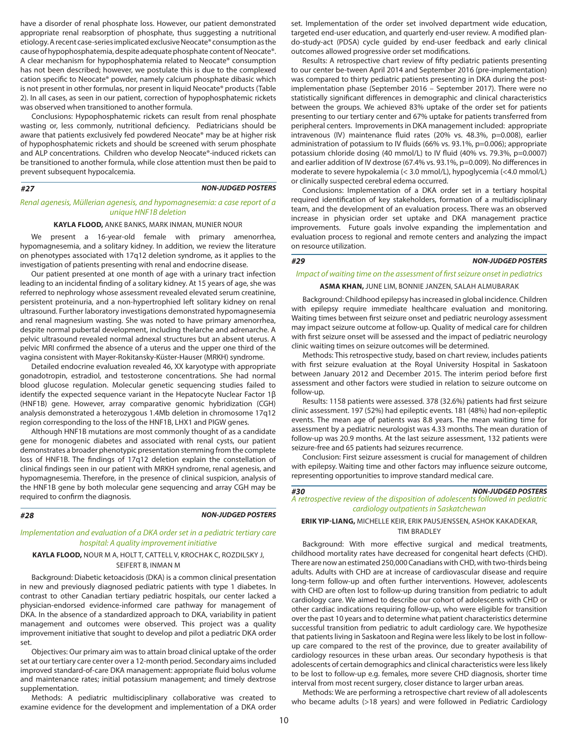have a disorder of renal phosphate loss. However, our patient demonstrated appropriate renal reabsorption of phosphate, thus suggesting a nutritional etiology. A recent case-series implicated exclusive Neocate® consumption as the cause of hypophosphatemia, despite adequate phosphate content of Neocate®. A clear mechanism for hypophosphatemia related to Neocate® consumption has not been described; however, we postulate this is due to the complexed cation specific to Neocate® powder, namely calcium phosphate dibasic which is not present in other formulas, nor present in liquid Neocate® products (Table 2). In all cases, as seen in our patient, correction of hypophosphatemic rickets was observed when transitioned to another formula.

Conclusions: Hypophosphatemic rickets can result from renal phosphate wasting or, less commonly, nutritional deficiency. Pediatricians should be aware that patients exclusively fed powdered Neocate® may be at higher risk of hypophosphatemic rickets and should be screened with serum phosphate and ALP concentrations. Children who develop Neocate®-induced rickets can be transitioned to another formula, while close attention must then be paid to prevent subsequent hypocalcemia.

## #27 — NON-JUDGED POSTERS

### *Renal agenesis, Müllerian agenesis, and hypomagnesemia: a case report of a unique HNF1B deletion*

**KAYLA FLOOD,** ANKE BANKS, MARK INMAN, MUNIER NOUR

We present a 16-year-old female with primary amenorrhea, hypomagnesemia, and a solitary kidney. In addition, we review the literature on phenotypes associated with 17q12 deletion syndrome, as it applies to the investigation of patients presenting with renal and endocrine disease.

Our patient presented at one month of age with a urinary tract infection leading to an incidental finding of a solitary kidney. At 15 years of age, she was referred to nephrology whose assessment revealed elevated serum creatinine, persistent proteinuria, and a non-hypertrophied left solitary kidney on renal ultrasound. Further laboratory investigations demonstrated hypomagnesemia and renal magnesium wasting. She was noted to have primary amenorrhea, despite normal pubertal development, including thelarche and adrenarche. A pelvic ultrasound revealed normal adnexal structures but an absent uterus. A pelvic MRI confirmed the absence of a uterus and the upper one third of the vagina consistent with Mayer-Rokitansky-Küster-Hauser (MRKH) syndrome.

Detailed endocrine evaluation revealed 46, XX karyotype with appropriate gonadotropin, estradiol, and testosterone concentrations. She had normal blood glucose regulation. Molecular genetic sequencing studies failed to identify the expected sequence variant in the Hepatocyte Nuclear Factor 1β (HNF1B) gene. However, array comparative genomic hybridization (CGH) analysis demonstrated a heterozygous 1.4Mb deletion in chromosome 17q12 region corresponding to the loss of the HNF1B, LHX1 and PIGW genes.

Although HNF1B mutations are most commonly thought of as a candidate gene for monogenic diabetes and associated with renal cysts, our patient demonstrates a broader phenotypic presentation stemming from the complete loss of HNF1B. The findings of 17q12 deletion explain the constellation of clinical findings seen in our patient with MRKH syndrome, renal agenesis, and hypomagnesemia. Therefore, in the presence of clinical suspicion, analysis of the HNF1B gene by both molecular gene sequencing and array CGH may be required to confirm the diagnosis.

## #28 — NON-JUDGED POSTERS

### *Implementation and evaluation of a DKA order set in a pediatric tertiary care hospital: A quality improvement initiative*

**KAYLA FLOOD,** NOUR M A, HOLT T, CATTELL V, KROCHAK C, ROZDILSKY J, SEIFERT B, INMAN M

Background: Diabetic ketoacidosis (DKA) is a common clinical presentation in new and previously diagnosed pediatric patients with type 1 diabetes. In contrast to other Canadian tertiary pediatric hospitals, our center lacked a physician-endorsed evidence-informed care pathway for management of DKA. In the absence of a standardized approach to DKA, variability in patient management and outcomes were observed. This project was a quality improvement initiative that sought to develop and pilot a pediatric DKA order set.

Objectives: Our primary aim was to attain broad clinical uptake of the order set at our tertiary care center over a 12-month period. Secondary aims included improved standard-of-care DKA management: appropriate fluid bolus volume and maintenance rates; initial potassium management; and timely dextrose supplementation.

Methods: A pediatric multidisciplinary collaborative was created to examine evidence for the development and implementation of a DKA order set. Implementation of the order set involved department wide education, targeted end-user education, and quarterly end-user review. A modified plan-do-study-act (PDSA) cycle guided by end-user feedback and early clinical outcomes allowed progressive order set modifications.

Results: A retrospective chart review of fifty pediatric patients presenting to our center be-tween April 2014 and September 2016 (pre-implementation) was compared to thirty pediatric patients presenting in DKA during the post-implementation phase (September 2016 – September 2017). There were no statistically significant differences in demographic and clinical characteristics between the groups. We achieved 83% uptake of the order set for patients presenting to our tertiary center and 67% uptake for patients transferred from peripheral centers. Improvements in DKA management included: appropriate intravenous (IV) maintenance fluid rates (20% vs. 48.3%, $p=0.008$), earlier administration of potassium to IV fluids (66% vs. 93.1%, $p=0.006$); appropriate potassium chloride dosing (40 mmol/L) to IV fluid (40% vs. 79.3%, $p=0.0007$) and earlier addition of IV dextrose (67.4% vs. 93.1%, $p=0.009$). No differences in moderate to severe hypokalemia (< 3.0 mmol/L), hypoglycemia (<4.0 mmol/L) or clinically suspected cerebral edema occurred.

Conclusions: Implementation of a DKA order set in a tertiary hospital required identification of key stakeholders, formation of a multidisciplinary team, and the development of an evaluation process. There was an observed increase in physician order set uptake and DKA management practice improvements. Future goals involve expanding the implementation and evaluation process to regional and remote centers and analyzing the impact on resource utilization.

## #29 — NON-JUDGED POSTERS

### *Impact of waiting time on the assessment of first seizure onset in pediatrics*

**ASMA KHAN,** JUNE LIM, BONNIE JANZEN, SALAH ALMUBARAK

Background: Childhood epilepsy has increased in global incidence. Children with epilepsy require immediate healthcare evaluation and monitoring. Waiting times between first seizure onset and pediatric neurology assessment may impact seizure outcome at follow-up. Quality of medical care for children with first seizure onset will be assessed and the impact of pediatric neurology clinic waiting times on seizure outcomes will be determined.

Methods: This retrospective study, based on chart review, includes patients with first seizure evaluation at the Royal University Hospital in Saskatoon between January 2012 and December 2015. The interim period before first assessment and other factors were studied in relation to seizure outcome on follow-up.

Results: 1158 patients were assessed. 378 (32.6%) patients had first seizure clinic assessment. 197 (52%) had epileptic events. 181 (48%) had non-epileptic events. The mean age of patients was 8.8 years. The mean waiting time for assessment by a pediatric neurologist was 4.33 months. The mean duration of follow-up was 20.9 months. At the last seizure assessment, 132 patients were seizure-free and 65 patients had seizures recurrence.

Conclusion: First seizure assessment is crucial for management of children with epilepsy. Waiting time and other factors may influence seizure outcome, representing opportunities to improve standard medical care.

## #30 — NON-JUDGED POSTERS

### *A retrospective review of the disposition of adolescents followed in pediatric cardiology outpatients in Saskatchewan*

**ERIK YIP-LIANG,** MICHELLE KEIR, ERIK PAUSJENSSEN, ASHOK KAKADEKAR, TIM BRADLEY

Background: With more effective surgical and medical treatments, childhood mortality rates have decreased for congenital heart defects (CHD). There are now an estimated 250,000 Canadians with CHD, with two-thirds being adults. Adults with CHD are at increase of cardiovascular disease and require long-term follow-up and often further interventions. However, adolescents with CHD are often lost to follow-up during transition from pediatric to adult cardiology care. We aimed to describe our cohort of adolescents with CHD or other cardiac indications requiring follow-up, who were eligible for transition over the past 10 years and to determine what patient characteristics determine successful transition from pediatric to adult cardiology care. We hypothesize that patients living in Saskatoon and Regina were less likely to be lost in follow-up care compared to the rest of the province, due to greater availability of cardiology resources in these urban areas. Our secondary hypothesis is that adolescents of certain demographics and clinical characteristics were less likely to be lost to follow-up e.g. females, more severe CHD diagnosis, shorter time interval from most recent surgery, closer distance to larger urban areas.

Methods: We are performing a retrospective chart review of all adolescents who became adults (>18 years) and were followed in Pediatric Cardiology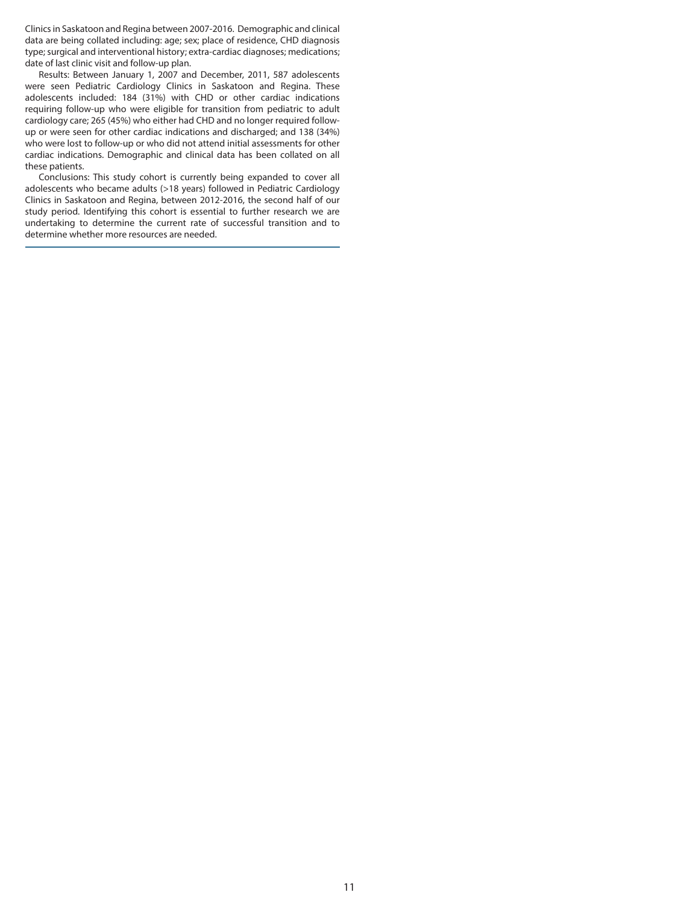Clinics in Saskatoon and Regina between 2007-2016. Demographic and clinical data are being collated including: age; sex; place of residence, CHD diagnosis type; surgical and interventional history; extra-cardiac diagnoses; medications; date of last clinic visit and follow-up plan.

Results: Between January 1, 2007 and December, 2011, 587 adolescents were seen Pediatric Cardiology Clinics in Saskatoon and Regina. These adolescents included: 184 (31%) with CHD or other cardiac indications requiring follow-up who were eligible for transition from pediatric to adult cardiology care; 265 (45%) who either had CHD and no longer required follow-up or were seen for other cardiac indications and discharged; and 138 (34%) who were lost to follow-up or who did not attend initial assessments for other cardiac indications. Demographic and clinical data has been collated on all these patients.

Conclusions: This study cohort is currently being expanded to cover all adolescents who became adults (>18 years) followed in Pediatric Cardiology Clinics in Saskatoon and Regina, between 2012-2016, the second half of our study period. Identifying this cohort is essential to further research we are undertaking to determine the current rate of successful transition and to determine whether more resources are needed.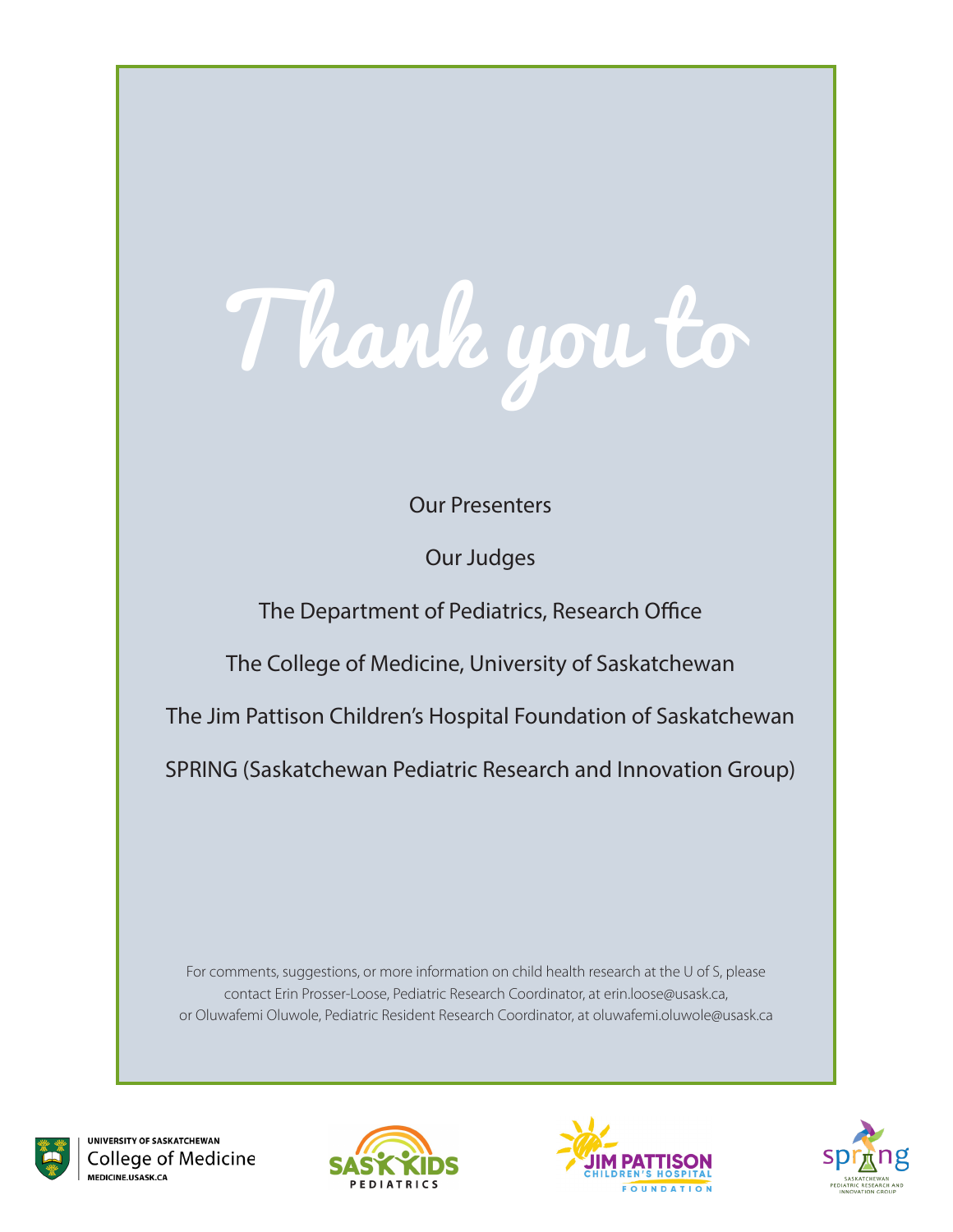# Thank you to

Our Presenters

Our Judges

The Department of Pediatrics, Research Office

The College of Medicine, University of Saskatchewan

The Jim Pattison Children's Hospital Foundation of Saskatchewan

SPRING (Saskatchewan Pediatric Research and Innovation Group)

For comments, suggestions, or more information on child health research at the U of S, please contact Erin Prosser-Loose, Pediatric Research Coordinator, at erin.loose@usask.ca, or Oluwafemi Oluwole, Pediatric Resident Research Coordinator, at oluwafemi.oluwole@usask.ca

UNIVERSITY OF SASKATCHEWAN
College of Medicine
MEDICINE.USASK.CA

SASKKIDS PEDIATRICS

JIM PATTISON CHILDREN'S HOSPITAL FOUNDATION

spring SASKATCHEWAN PEDIATRIC RESEARCH AND INNOVATION GROUP